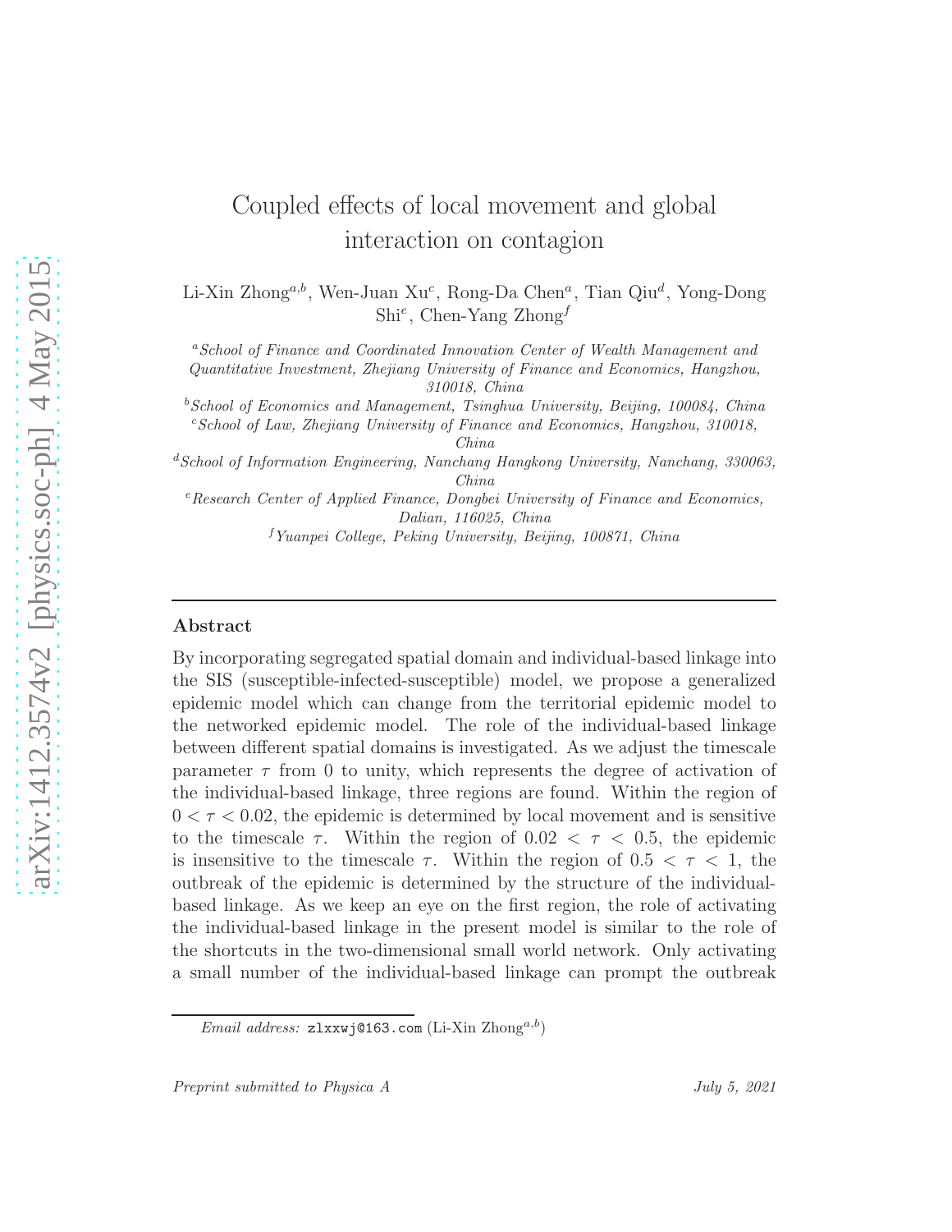# Coupled effects of local movement and global interaction on contagion

Li-Xin Zhong[a,b], Wen-Juan Xu[c], Rong-Da Chen[a], Tian Qiu[d], Yong-Dong Shi[e], Chen-Yang Zhong[f]

[a] *School of Finance and Coordinated Innovation Center of Wealth Management and Quantitative Investment, Zhejiang University of Finance and Economics, Hangzhou, 310018, China*

[b] *School of Economics and Management, Tsinghua University, Beijing, 100084, China*

[c] *School of Law, Zhejiang University of Finance and Economics, Hangzhou, 310018, China*

[d] *School of Information Engineering, Nanchang Hangkong University, Nanchang, 330063, China*

[e] *Research Center of Applied Finance, Dongbei University of Finance and Economics, Dalian, 116025, China*

[f] *Yuanpei College, Peking University, Beijing, 100871, China*

## Abstract

By incorporating segregated spatial domain and individual-based linkage into the SIS (susceptible-infected-susceptible) model, we propose a generalized epidemic model which can change from the territorial epidemic model to the networked epidemic model. The role of the individual-based linkage between different spatial domains is investigated. As we adjust the timescale parameter $\tau$ from 0 to unity, which represents the degree of activation of the individual-based linkage, three regions are found. Within the region of $0 < \tau < 0.02$, the epidemic is determined by local movement and is sensitive to the timescale $\tau$. Within the region of $0.02 < \tau < 0.5$, the epidemic is insensitive to the timescale $\tau$. Within the region of $0.5 < \tau < 1$, the outbreak of the epidemic is determined by the structure of the individual-based linkage. As we keep an eye on the first region, the role of activating the individual-based linkage in the present model is similar to the role of the shortcuts in the two-dimensional small world network. Only activating a small number of the individual-based linkage can prompt the outbreak

*Email address:* zlxxwj@163.com (Li-Xin Zhong[a,b])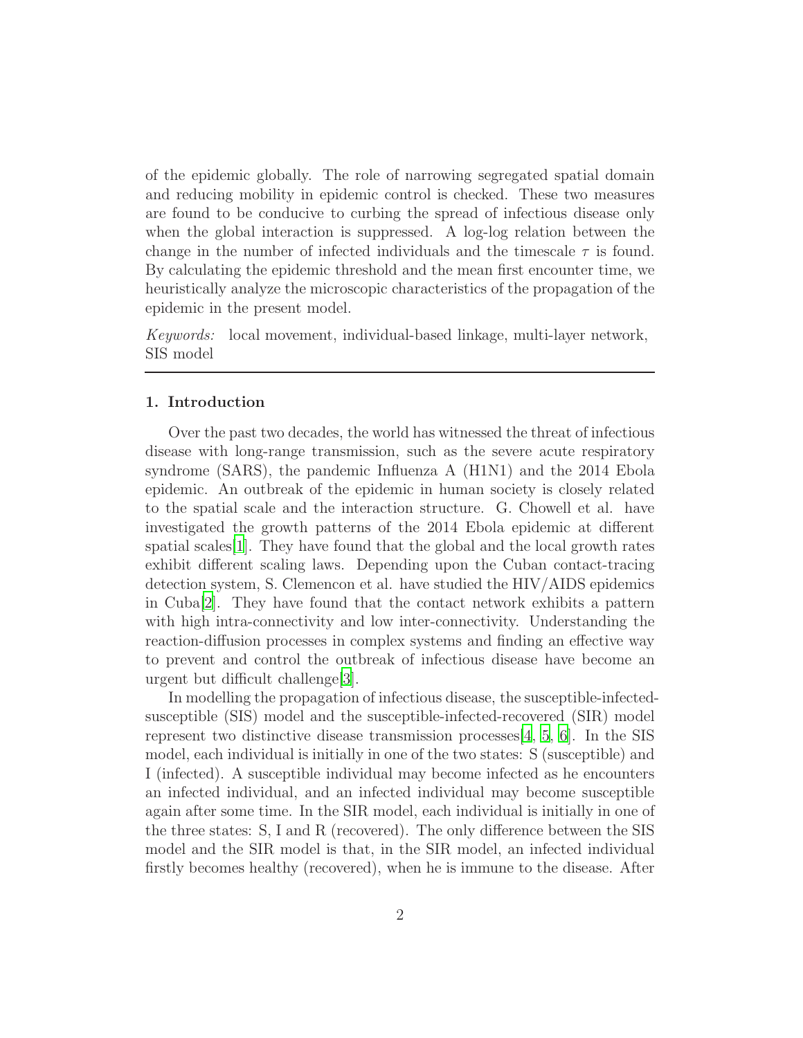of the epidemic globally. The role of narrowing segregated spatial domain and reducing mobility in epidemic control is checked. These two measures are found to be conducive to curbing the spread of infectious disease only when the global interaction is suppressed. A log-log relation between the change in the number of infected individuals and the timescale $\tau$ is found. By calculating the epidemic threshold and the mean first encounter time, we heuristically analyze the microscopic characteristics of the propagation of the epidemic in the present model.

*Keywords:* local movement, individual-based linkage, multi-layer network, SIS model

---

## 1. Introduction

Over the past two decades, the world has witnessed the threat of infectious disease with long-range transmission, such as the severe acute respiratory syndrome (SARS), the pandemic Influenza A (H1N1) and the 2014 Ebola epidemic. An outbreak of the epidemic in human society is closely related to the spatial scale and the interaction structure. G. Chowell et al. have investigated the growth patterns of the 2014 Ebola epidemic at different spatial scales[1]. They have found that the global and the local growth rates exhibit different scaling laws. Depending upon the Cuban contact-tracing detection system, S. Clemencon et al. have studied the HIV/AIDS epidemics in Cuba[2]. They have found that the contact network exhibits a pattern with high intra-connectivity and low inter-connectivity. Understanding the reaction-diffusion processes in complex systems and finding an effective way to prevent and control the outbreak of infectious disease have become an urgent but difficult challenge[3].

In modelling the propagation of infectious disease, the susceptible-infected-susceptible (SIS) model and the susceptible-infected-recovered (SIR) model represent two distinctive disease transmission processes[4, 5, 6]. In the SIS model, each individual is initially in one of the two states: S (susceptible) and I (infected). A susceptible individual may become infected as he encounters an infected individual, and an infected individual may become susceptible again after some time. In the SIR model, each individual is initially in one of the three states: S, I and R (recovered). The only difference between the SIS model and the SIR model is that, in the SIR model, an infected individual firstly becomes healthy (recovered), when he is immune to the disease. After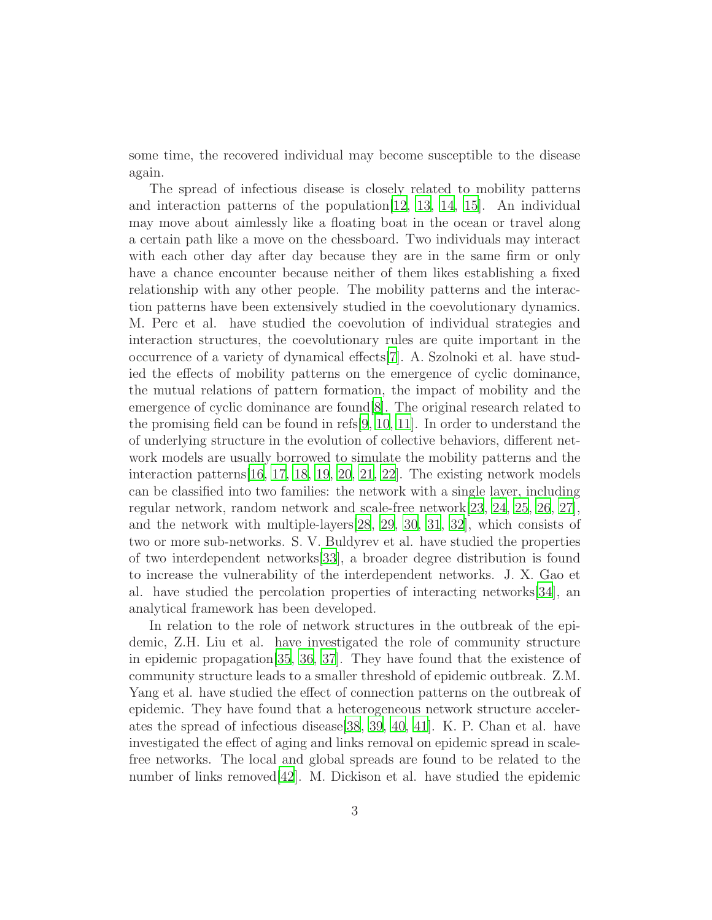some time, the recovered individual may become susceptible to the disease again.

The spread of infectious disease is closely related to mobility patterns and interaction patterns of the population[12, 13, 14, 15]. An individual may move about aimlessly like a floating boat in the ocean or travel along a certain path like a move on the chessboard. Two individuals may interact with each other day after day because they are in the same firm or only have a chance encounter because neither of them likes establishing a fixed relationship with any other people. The mobility patterns and the interaction patterns have been extensively studied in the coevolutionary dynamics. M. Perc et al. have studied the coevolution of individual strategies and interaction structures, the coevolutionary rules are quite important in the occurrence of a variety of dynamical effects[7]. A. Szolnoki et al. have studied the effects of mobility patterns on the emergence of cyclic dominance, the mutual relations of pattern formation, the impact of mobility and the emergence of cyclic dominance are found[8]. The original research related to the promising field can be found in refs[9, 10, 11]. In order to understand the of underlying structure in the evolution of collective behaviors, different network models are usually borrowed to simulate the mobility patterns and the interaction patterns[16, 17, 18, 19, 20, 21, 22]. The existing network models can be classified into two families: the network with a single layer, including regular network, random network and scale-free network[23, 24, 25, 26, 27], and the network with multiple-layers[28, 29, 30, 31, 32], which consists of two or more sub-networks. S. V. Buldyrev et al. have studied the properties of two interdependent networks[33], a broader degree distribution is found to increase the vulnerability of the interdependent networks. J. X. Gao et al. have studied the percolation properties of interacting networks[34], an analytical framework has been developed.

In relation to the role of network structures in the outbreak of the epidemic, Z.H. Liu et al. have investigated the role of community structure in epidemic propagation[35, 36, 37]. They have found that the existence of community structure leads to a smaller threshold of epidemic outbreak. Z.M. Yang et al. have studied the effect of connection patterns on the outbreak of epidemic. They have found that a heterogeneous network structure accelerates the spread of infectious disease[38, 39, 40, 41]. K. P. Chan et al. have investigated the effect of aging and links removal on epidemic spread in scale-free networks. The local and global spreads are found to be related to the number of links removed[42]. M. Dickison et al. have studied the epidemic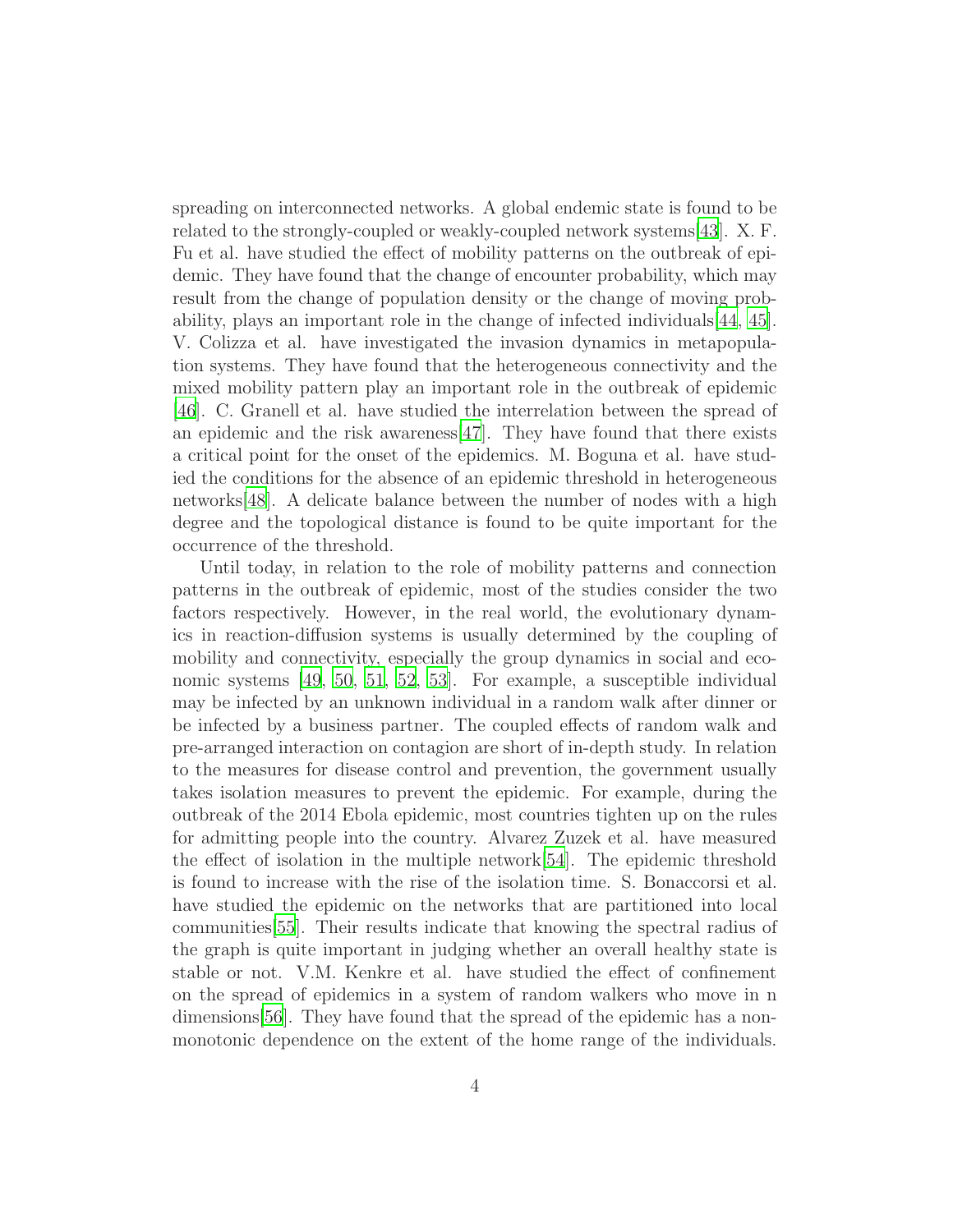spreading on interconnected networks. A global endemic state is found to be related to the strongly-coupled or weakly-coupled network systems[43]. X. F. Fu et al. have studied the effect of mobility patterns on the outbreak of epidemic. They have found that the change of encounter probability, which may result from the change of population density or the change of moving probability, plays an important role in the change of infected individuals[44, 45]. V. Colizza et al. have investigated the invasion dynamics in metapopulation systems. They have found that the heterogeneous connectivity and the mixed mobility pattern play an important role in the outbreak of epidemic [46]. C. Granell et al. have studied the interrelation between the spread of an epidemic and the risk awareness[47]. They have found that there exists a critical point for the onset of the epidemics. M. Boguna et al. have studied the conditions for the absence of an epidemic threshold in heterogeneous networks[48]. A delicate balance between the number of nodes with a high degree and the topological distance is found to be quite important for the occurrence of the threshold.

Until today, in relation to the role of mobility patterns and connection patterns in the outbreak of epidemic, most of the studies consider the two factors respectively. However, in the real world, the evolutionary dynamics in reaction-diffusion systems is usually determined by the coupling of mobility and connectivity, especially the group dynamics in social and economic systems [49, 50, 51, 52, 53]. For example, a susceptible individual may be infected by an unknown individual in a random walk after dinner or be infected by a business partner. The coupled effects of random walk and pre-arranged interaction on contagion are short of in-depth study. In relation to the measures for disease control and prevention, the government usually takes isolation measures to prevent the epidemic. For example, during the outbreak of the 2014 Ebola epidemic, most countries tighten up on the rules for admitting people into the country. Alvarez Zuzek et al. have measured the effect of isolation in the multiple network[54]. The epidemic threshold is found to increase with the rise of the isolation time. S. Bonaccorsi et al. have studied the epidemic on the networks that are partitioned into local communities[55]. Their results indicate that knowing the spectral radius of the graph is quite important in judging whether an overall healthy state is stable or not. V.M. Kenkre et al. have studied the effect of confinement on the spread of epidemics in a system of random walkers who move in n dimensions[56]. They have found that the spread of the epidemic has a non-monotonic dependence on the extent of the home range of the individuals.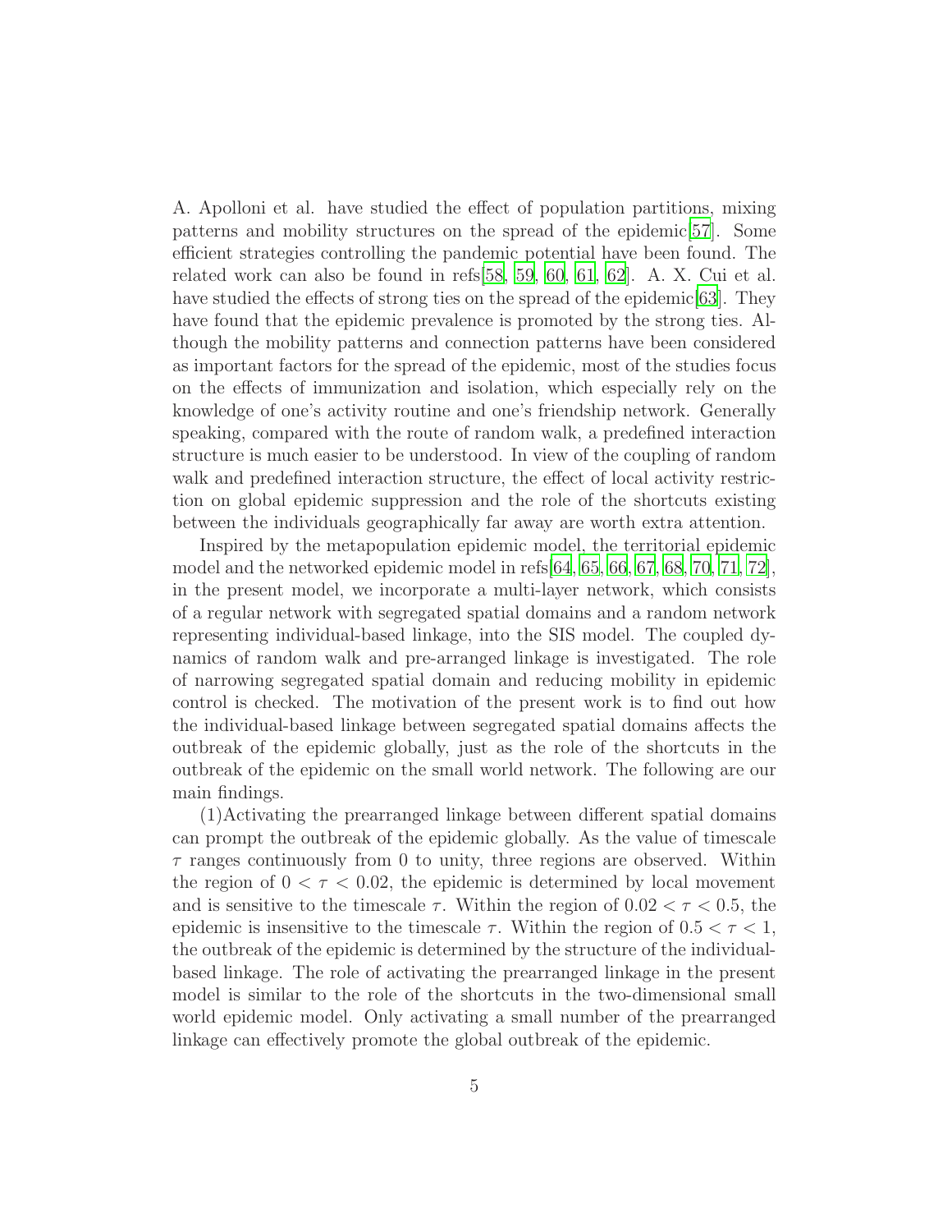A. Apolloni et al. have studied the effect of population partitions, mixing patterns and mobility structures on the spread of the epidemic[57]. Some efficient strategies controlling the pandemic potential have been found. The related work can also be found in refs[58, 59, 60, 61, 62]. A. X. Cui et al. have studied the effects of strong ties on the spread of the epidemic[63]. They have found that the epidemic prevalence is promoted by the strong ties. Although the mobility patterns and connection patterns have been considered as important factors for the spread of the epidemic, most of the studies focus on the effects of immunization and isolation, which especially rely on the knowledge of one's activity routine and one's friendship network. Generally speaking, compared with the route of random walk, a predefined interaction structure is much easier to be understood. In view of the coupling of random walk and predefined interaction structure, the effect of local activity restriction on global epidemic suppression and the role of the shortcuts existing between the individuals geographically far away are worth extra attention.

Inspired by the metapopulation epidemic model, the territorial epidemic model and the networked epidemic model in refs[64, 65, 66, 67, 68, 70, 71, 72], in the present model, we incorporate a multi-layer network, which consists of a regular network with segregated spatial domains and a random network representing individual-based linkage, into the SIS model. The coupled dynamics of random walk and pre-arranged linkage is investigated. The role of narrowing segregated spatial domain and reducing mobility in epidemic control is checked. The motivation of the present work is to find out how the individual-based linkage between segregated spatial domains affects the outbreak of the epidemic globally, just as the role of the shortcuts in the outbreak of the epidemic on the small world network. The following are our main findings.

(1)Activating the prearranged linkage between different spatial domains can prompt the outbreak of the epidemic globally. As the value of timescale $\tau$ ranges continuously from 0 to unity, three regions are observed. Within the region of $0 < \tau < 0.02$, the epidemic is determined by local movement and is sensitive to the timescale $\tau$. Within the region of $0.02 < \tau < 0.5$, the epidemic is insensitive to the timescale $\tau$. Within the region of $0.5 < \tau < 1$, the outbreak of the epidemic is determined by the structure of the individual-based linkage. The role of activating the prearranged linkage in the present model is similar to the role of the shortcuts in the two-dimensional small world epidemic model. Only activating a small number of the prearranged linkage can effectively promote the global outbreak of the epidemic.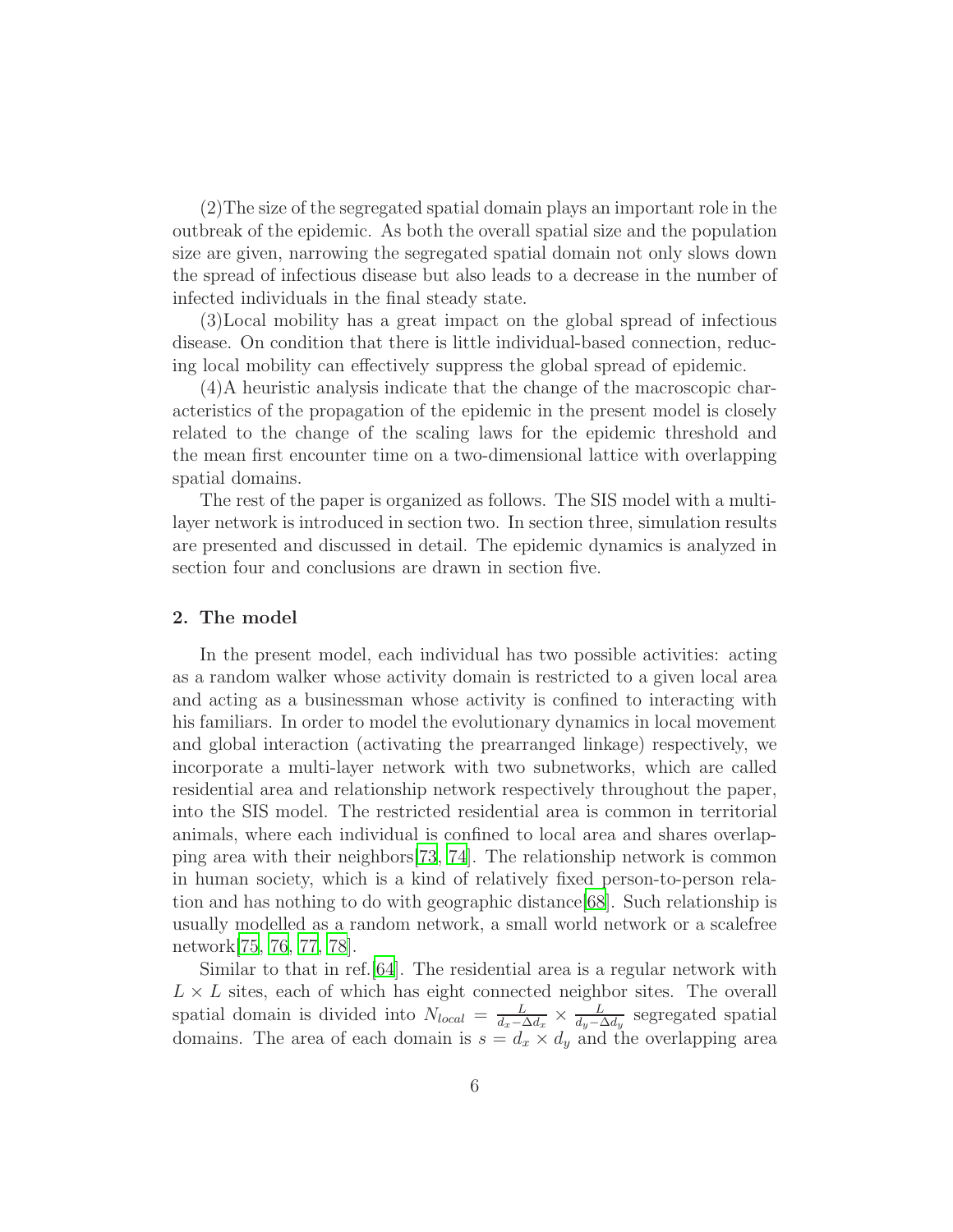(2)The size of the segregated spatial domain plays an important role in the outbreak of the epidemic. As both the overall spatial size and the population size are given, narrowing the segregated spatial domain not only slows down the spread of infectious disease but also leads to a decrease in the number of infected individuals in the final steady state.

(3)Local mobility has a great impact on the global spread of infectious disease. On condition that there is little individual-based connection, reducing local mobility can effectively suppress the global spread of epidemic.

(4)A heuristic analysis indicate that the change of the macroscopic characteristics of the propagation of the epidemic in the present model is closely related to the change of the scaling laws for the epidemic threshold and the mean first encounter time on a two-dimensional lattice with overlapping spatial domains.

The rest of the paper is organized as follows. The SIS model with a multilayer network is introduced in section two. In section three, simulation results are presented and discussed in detail. The epidemic dynamics is analyzed in section four and conclusions are drawn in section five.

## 2. The model

In the present model, each individual has two possible activities: acting as a random walker whose activity domain is restricted to a given local area and acting as a businessman whose activity is confined to interacting with his familiars. In order to model the evolutionary dynamics in local movement and global interaction (activating the prearranged linkage) respectively, we incorporate a multi-layer network with two subnetworks, which are called residential area and relationship network respectively throughout the paper, into the SIS model. The restricted residential area is common in territorial animals, where each individual is confined to local area and shares overlapping area with their neighbors[73, 74]. The relationship network is common in human society, which is a kind of relatively fixed person-to-person relation and has nothing to do with geographic distance[68]. Such relationship is usually modelled as a random network, a small world network or a scalefree network[75, 76, 77, 78].

Similar to that in ref.[64]. The residential area is a regular network with $L \times L$ sites, each of which has eight connected neighbor sites. The overall spatial domain is divided into $N_{local} = \frac{L}{d_x - \Delta d_x} \times \frac{L}{d_y - \Delta d_y}$ segregated spatial domains. The area of each domain is $s = d_x \times d_y$ and the overlapping area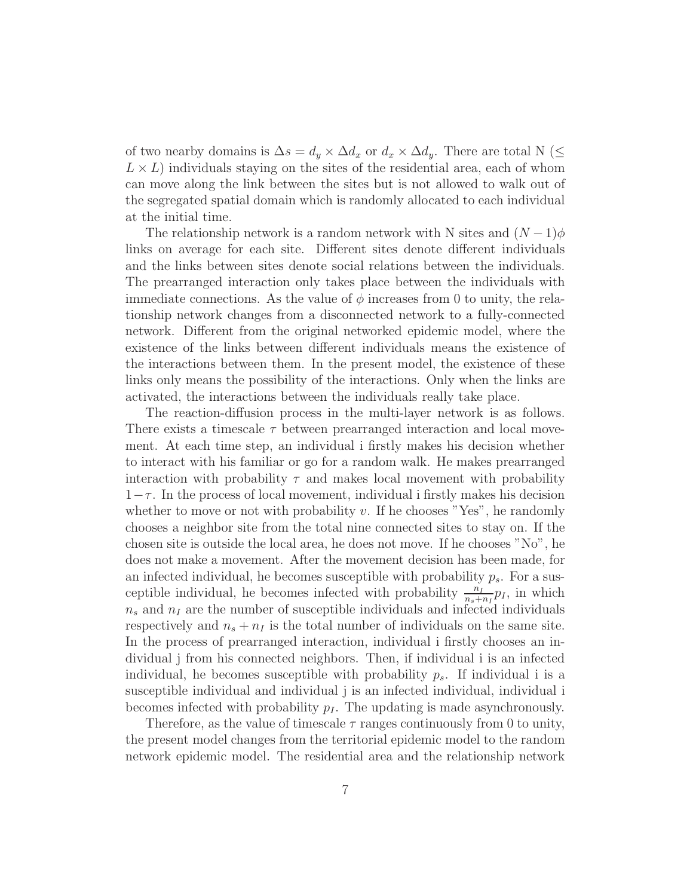of two nearby domains is $\Delta s = d_y \times \Delta d_x$ or $d_x \times \Delta d_y$. There are total N ($\leq L \times L$) individuals staying on the sites of the residential area, each of whom can move along the link between the sites but is not allowed to walk out of the segregated spatial domain which is randomly allocated to each individual at the initial time.

The relationship network is a random network with N sites and $(N-1)\phi$ links on average for each site. Different sites denote different individuals and the links between sites denote social relations between the individuals. The prearranged interaction only takes place between the individuals with immediate connections. As the value of $\phi$ increases from 0 to unity, the relationship network changes from a disconnected network to a fully-connected network. Different from the original networked epidemic model, where the existence of the links between different individuals means the existence of the interactions between them. In the present model, the existence of these links only means the possibility of the interactions. Only when the links are activated, the interactions between the individuals really take place.

The reaction-diffusion process in the multi-layer network is as follows. There exists a timescale $\tau$ between prearranged interaction and local movement. At each time step, an individual i firstly makes his decision whether to interact with his familiar or go for a random walk. He makes prearranged interaction with probability $\tau$ and makes local movement with probability $1-\tau$. In the process of local movement, individual i firstly makes his decision whether to move or not with probability $v$. If he chooses "Yes", he randomly chooses a neighbor site from the total nine connected sites to stay on. If the chosen site is outside the local area, he does not move. If he chooses "No", he does not make a movement. After the movement decision has been made, for an infected individual, he becomes susceptible with probability $p_s$. For a susceptible individual, he becomes infected with probability $\frac{n_I}{n_s+n_I}p_I$, in which $n_s$ and $n_I$ are the number of susceptible individuals and infected individuals respectively and $n_s + n_I$ is the total number of individuals on the same site. In the process of prearranged interaction, individual i firstly chooses an individual j from his connected neighbors. Then, if individual i is an infected individual, he becomes susceptible with probability $p_s$. If individual i is a susceptible individual and individual j is an infected individual, individual i becomes infected with probability $p_I$. The updating is made asynchronously.

Therefore, as the value of timescale $\tau$ ranges continuously from 0 to unity, the present model changes from the territorial epidemic model to the random network epidemic model. The residential area and the relationship network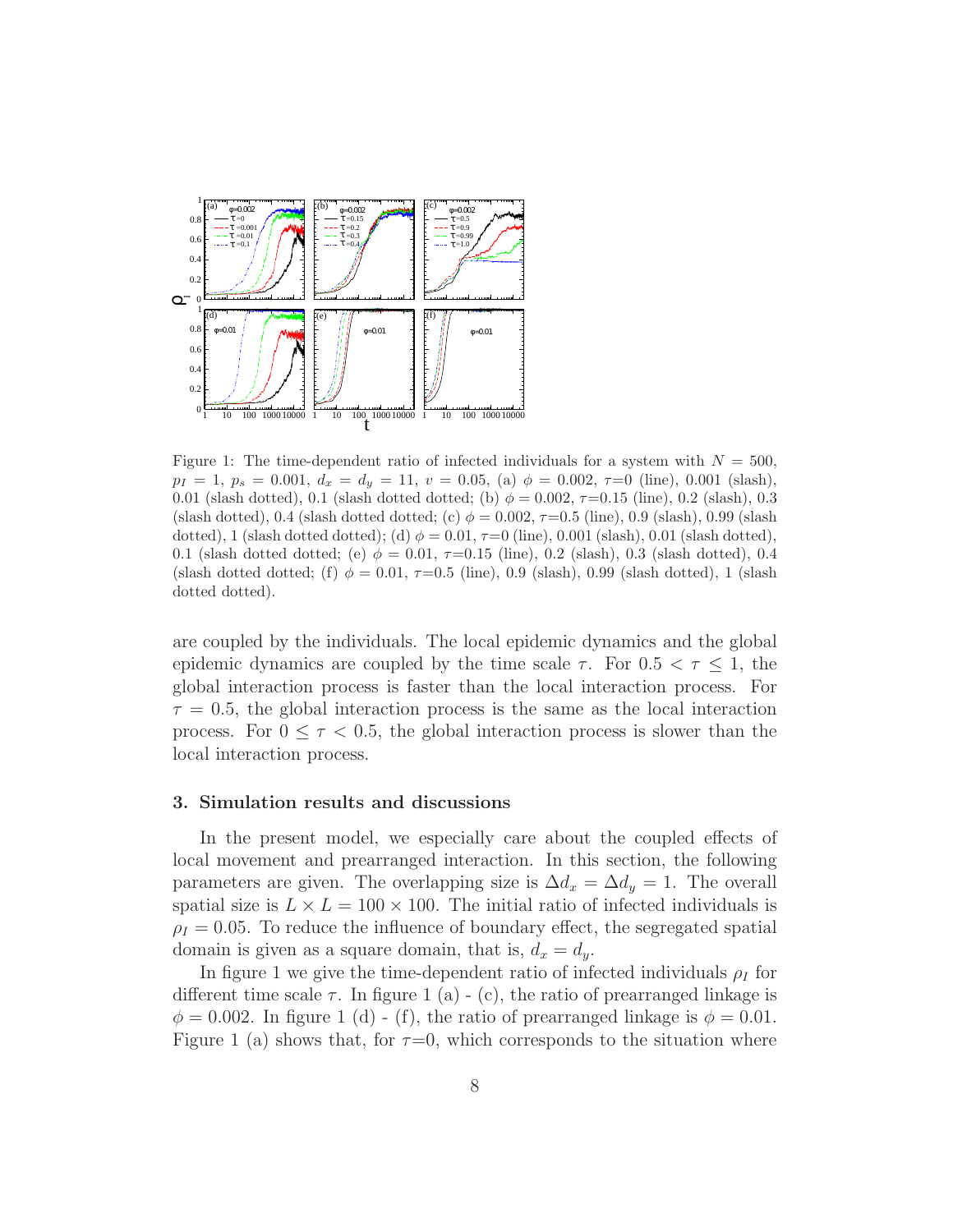Figure 1: The time-dependent ratio of infected individuals for a system with $N = 500$, $p_I = 1$, $p_s = 0.001$, $d_x = d_y = 11$, $v = 0.05$, (a) $\phi = 0.002$, $\tau$=0 (line), 0.001 (slash), 0.01 (slash dotted), 0.1 (slash dotted dotted; (b) $\phi = 0.002$, $\tau$=0.15 (line), 0.2 (slash), 0.3 (slash dotted), 0.4 (slash dotted dotted; (c) $\phi = 0.002$, $\tau$=0.5 (line), 0.9 (slash), 0.99 (slash dotted), 1 (slash dotted dotted); (d) $\phi = 0.01$, $\tau$=0 (line), 0.001 (slash), 0.01 (slash dotted), 0.1 (slash dotted dotted; (e) $\phi = 0.01$, $\tau$=0.15 (line), 0.2 (slash), 0.3 (slash dotted), 0.4 (slash dotted dotted; (f) $\phi = 0.01$, $\tau$=0.5 (line), 0.9 (slash), 0.99 (slash dotted), 1 (slash dotted dotted).

are coupled by the individuals. The local epidemic dynamics and the global epidemic dynamics are coupled by the time scale $\tau$. For $0.5 < \tau \leq 1$, the global interaction process is faster than the local interaction process. For $\tau = 0.5$, the global interaction process is the same as the local interaction process. For $0 \leq \tau < 0.5$, the global interaction process is slower than the local interaction process.

## 3. Simulation results and discussions

In the present model, we especially care about the coupled effects of local movement and prearranged interaction. In this section, the following parameters are given. The overlapping size is $\Delta d_x = \Delta d_y = 1$. The overall spatial size is $L \times L = 100 \times 100$. The initial ratio of infected individuals is $\rho_I = 0.05$. To reduce the influence of boundary effect, the segregated spatial domain is given as a square domain, that is, $d_x = d_y$.

In figure 1 we give the time-dependent ratio of infected individuals $\rho_I$ for different time scale $\tau$. In figure 1 (a) - (c), the ratio of prearranged linkage is $\phi = 0.002$. In figure 1 (d) - (f), the ratio of prearranged linkage is $\phi = 0.01$. Figure 1 (a) shows that, for $\tau$=0, which corresponds to the situation where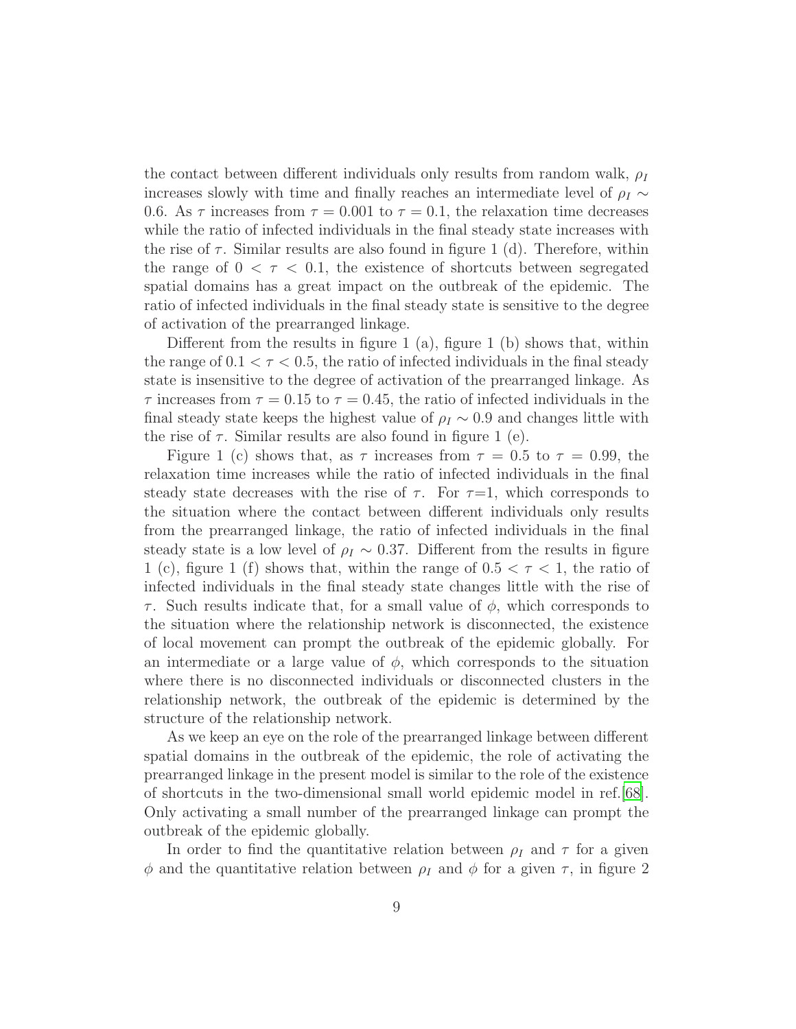the contact between different individuals only results from random walk, $\rho_I$ increases slowly with time and finally reaches an intermediate level of $\rho_I \sim 0.6$. As $\tau$ increases from $\tau = 0.001$ to $\tau = 0.1$, the relaxation time decreases while the ratio of infected individuals in the final steady state increases with the rise of $\tau$. Similar results are also found in figure 1 (d). Therefore, within the range of $0 < \tau < 0.1$, the existence of shortcuts between segregated spatial domains has a great impact on the outbreak of the epidemic. The ratio of infected individuals in the final steady state is sensitive to the degree of activation of the prearranged linkage.

Different from the results in figure 1 (a), figure 1 (b) shows that, within the range of $0.1 < \tau < 0.5$, the ratio of infected individuals in the final steady state is insensitive to the degree of activation of the prearranged linkage. As $\tau$ increases from $\tau = 0.15$ to $\tau = 0.45$, the ratio of infected individuals in the final steady state keeps the highest value of $\rho_I \sim 0.9$ and changes little with the rise of $\tau$. Similar results are also found in figure 1 (e).

Figure 1 (c) shows that, as $\tau$ increases from $\tau = 0.5$ to $\tau = 0.99$, the relaxation time increases while the ratio of infected individuals in the final steady state decreases with the rise of $\tau$. For $\tau$=1, which corresponds to the situation where the contact between different individuals only results from the prearranged linkage, the ratio of infected individuals in the final steady state is a low level of $\rho_I \sim 0.37$. Different from the results in figure 1 (c), figure 1 (f) shows that, within the range of $0.5 < \tau < 1$, the ratio of infected individuals in the final steady state changes little with the rise of $\tau$. Such results indicate that, for a small value of $\phi$, which corresponds to the situation where the relationship network is disconnected, the existence of local movement can prompt the outbreak of the epidemic globally. For an intermediate or a large value of $\phi$, which corresponds to the situation where there is no disconnected individuals or disconnected clusters in the relationship network, the outbreak of the epidemic is determined by the structure of the relationship network.

As we keep an eye on the role of the prearranged linkage between different spatial domains in the outbreak of the epidemic, the role of activating the prearranged linkage in the present model is similar to the role of the existence of shortcuts in the two-dimensional small world epidemic model in ref.[68]. Only activating a small number of the prearranged linkage can prompt the outbreak of the epidemic globally.

In order to find the quantitative relation between $\rho_I$ and $\tau$ for a given $\phi$ and the quantitative relation between $\rho_I$ and $\phi$ for a given $\tau$, in figure 2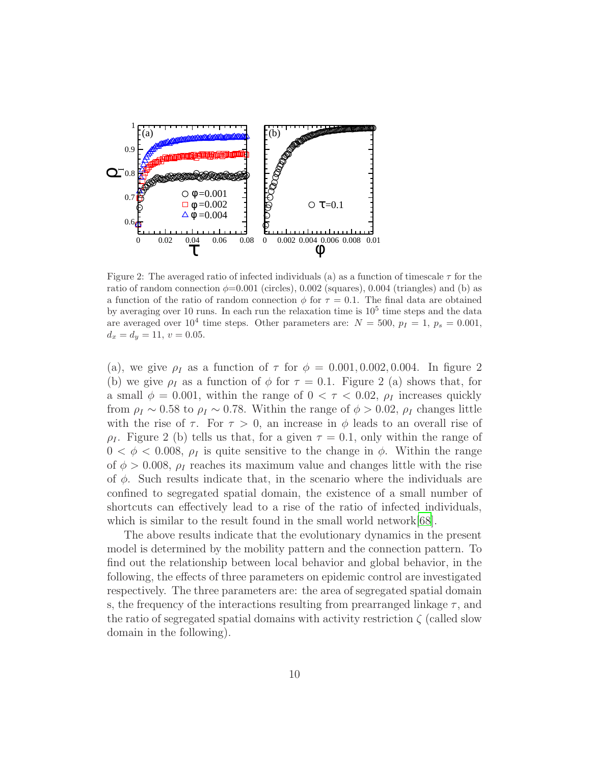Figure 2: The averaged ratio of infected individuals (a) as a function of timescale $\tau$ for the ratio of random connection $\phi$=0.001 (circles), 0.002 (squares), 0.004 (triangles) and (b) as a function of the ratio of random connection $\phi$ for $\tau = 0.1$. The final data are obtained by averaging over 10 runs. In each run the relaxation time is $10^5$ time steps and the data are averaged over $10^4$ time steps. Other parameters are: $N = 500$, $p_I = 1$, $p_s = 0.001$, $d_x = d_y = 11$, $v = 0.05$.

(a), we give $\rho_I$ as a function of $\tau$ for $\phi = 0.001, 0.002, 0.004$. In figure 2 (b) we give $\rho_I$ as a function of $\phi$ for $\tau = 0.1$. Figure 2 (a) shows that, for a small $\phi = 0.001$, within the range of $0 < \tau < 0.02$, $\rho_I$ increases quickly from $\rho_I \sim 0.58$ to $\rho_I \sim 0.78$. Within the range of $\phi > 0.02$, $\rho_I$ changes little with the rise of $\tau$. For $\tau > 0$, an increase in $\phi$ leads to an overall rise of $\rho_I$. Figure 2 (b) tells us that, for a given $\tau = 0.1$, only within the range of $0 < \phi < 0.008$, $\rho_I$ is quite sensitive to the change in $\phi$. Within the range of $\phi > 0.008$, $\rho_I$ reaches its maximum value and changes little with the rise of $\phi$. Such results indicate that, in the scenario where the individuals are confined to segregated spatial domain, the existence of a small number of shortcuts can effectively lead to a rise of the ratio of infected individuals, which is similar to the result found in the small world network[68].

The above results indicate that the evolutionary dynamics in the present model is determined by the mobility pattern and the connection pattern. To find out the relationship between local behavior and global behavior, in the following, the effects of three parameters on epidemic control are investigated respectively. The three parameters are: the area of segregated spatial domain s, the frequency of the interactions resulting from prearranged linkage $\tau$, and the ratio of segregated spatial domains with activity restriction $\zeta$ (called slow domain in the following).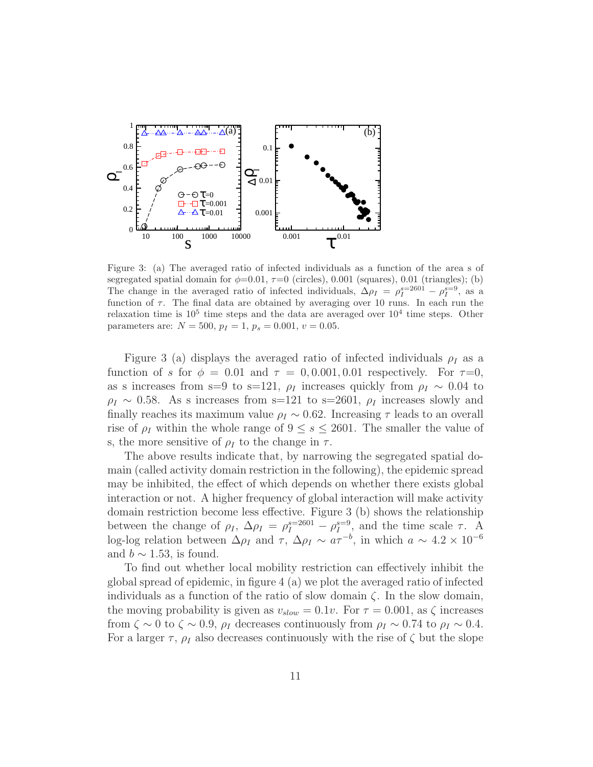Figure 3: (a) The averaged ratio of infected individuals as a function of the area s of segregated spatial domain for $\phi$=0.01, $\tau$=0 (circles), 0.001 (squares), 0.01 (triangles); (b) The change in the averaged ratio of infected individuals, $\Delta\rho_I = \rho_I^{s=2601} - \rho_I^{s=9}$, as a function of $\tau$. The final data are obtained by averaging over 10 runs. In each run the relaxation time is $10^5$ time steps and the data are averaged over $10^4$ time steps. Other parameters are: $N = 500$, $p_I = 1$, $p_s = 0.001$, $v = 0.05$.

Figure 3 (a) displays the averaged ratio of infected individuals $\rho_I$ as a function of $s$ for $\phi = 0.01$ and $\tau = 0, 0.001, 0.01$ respectively. For $\tau$=0, as s increases from s=9 to s=121, $\rho_I$ increases quickly from $\rho_I \sim 0.04$ to $\rho_I \sim 0.58$. As s increases from s=121 to s=2601, $\rho_I$ increases slowly and finally reaches its maximum value $\rho_I \sim 0.62$. Increasing $\tau$ leads to an overall rise of $\rho_I$ within the whole range of $9 \leq s \leq 2601$. The smaller the value of s, the more sensitive of $\rho_I$ to the change in $\tau$.

The above results indicate that, by narrowing the segregated spatial domain (called activity domain restriction in the following), the epidemic spread may be inhibited, the effect of which depends on whether there exists global interaction or not. A higher frequency of global interaction will make activity domain restriction become less effective. Figure 3 (b) shows the relationship between the change of $\rho_I$, $\Delta\rho_I = \rho_I^{s=2601} - \rho_I^{s=9}$, and the time scale $\tau$. A log-log relation between $\Delta\rho_I$ and $\tau$, $\Delta\rho_I \sim a\tau^{-b}$, in which $a \sim 4.2 \times 10^{-6}$ and $b \sim 1.53$, is found.

To find out whether local mobility restriction can effectively inhibit the global spread of epidemic, in figure 4 (a) we plot the averaged ratio of infected individuals as a function of the ratio of slow domain $\zeta$. In the slow domain, the moving probability is given as $v_{slow} = 0.1v$. For $\tau = 0.001$, as $\zeta$ increases from $\zeta \sim 0$ to $\zeta \sim 0.9$, $\rho_I$ decreases continuously from $\rho_I \sim 0.74$ to $\rho_I \sim 0.4$. For a larger $\tau$, $\rho_I$ also decreases continuously with the rise of $\zeta$ but the slope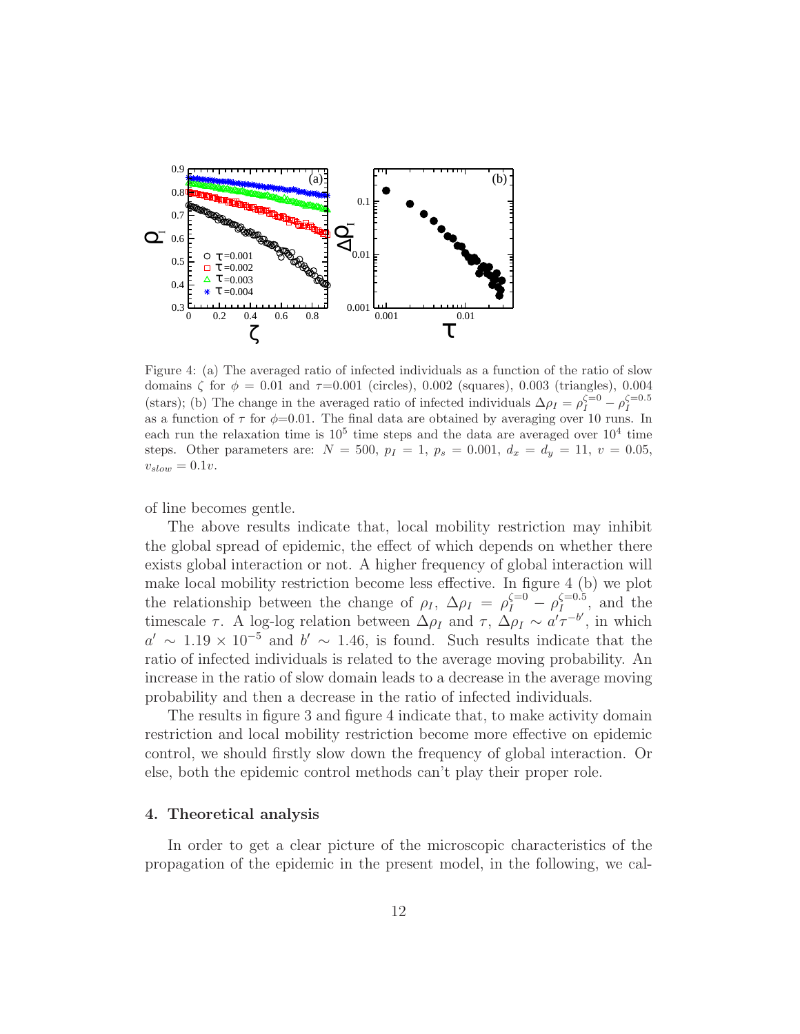Figure 4: (a) The averaged ratio of infected individuals as a function of the ratio of slow domains $\zeta$ for $\phi = 0.01$ and $\tau$=0.001 (circles), 0.002 (squares), 0.003 (triangles), 0.004 (stars); (b) The change in the averaged ratio of infected individuals $\Delta\rho_I = \rho_I^{\zeta=0} - \rho_I^{\zeta=0.5}$ as a function of $\tau$ for $\phi$=0.01. The final data are obtained by averaging over 10 runs. In each run the relaxation time is $10^5$ time steps and the data are averaged over $10^4$ time steps. Other parameters are: $N = 500$, $p_I = 1$, $p_s = 0.001$, $d_x = d_y = 11$, $v = 0.05$, $v_{slow} = 0.1v$.

of line becomes gentle.

The above results indicate that, local mobility restriction may inhibit the global spread of epidemic, the effect of which depends on whether there exists global interaction or not. A higher frequency of global interaction will make local mobility restriction become less effective. In figure 4 (b) we plot the relationship between the change of $\rho_I$, $\Delta\rho_I = \rho_I^{\zeta=0} - \rho_I^{\zeta=0.5}$, and the timescale $\tau$. A log-log relation between $\Delta\rho_I$ and $\tau$, $\Delta\rho_I \sim a'\tau^{-b'}$, in which $a' \sim 1.19 \times 10^{-5}$ and $b' \sim 1.46$, is found. Such results indicate that the ratio of infected individuals is related to the average moving probability. An increase in the ratio of slow domain leads to a decrease in the average moving probability and then a decrease in the ratio of infected individuals.

The results in figure 3 and figure 4 indicate that, to make activity domain restriction and local mobility restriction become more effective on epidemic control, we should firstly slow down the frequency of global interaction. Or else, both the epidemic control methods can't play their proper role.

## 4. Theoretical analysis

In order to get a clear picture of the microscopic characteristics of the propagation of the epidemic in the present model, in the following, we cal-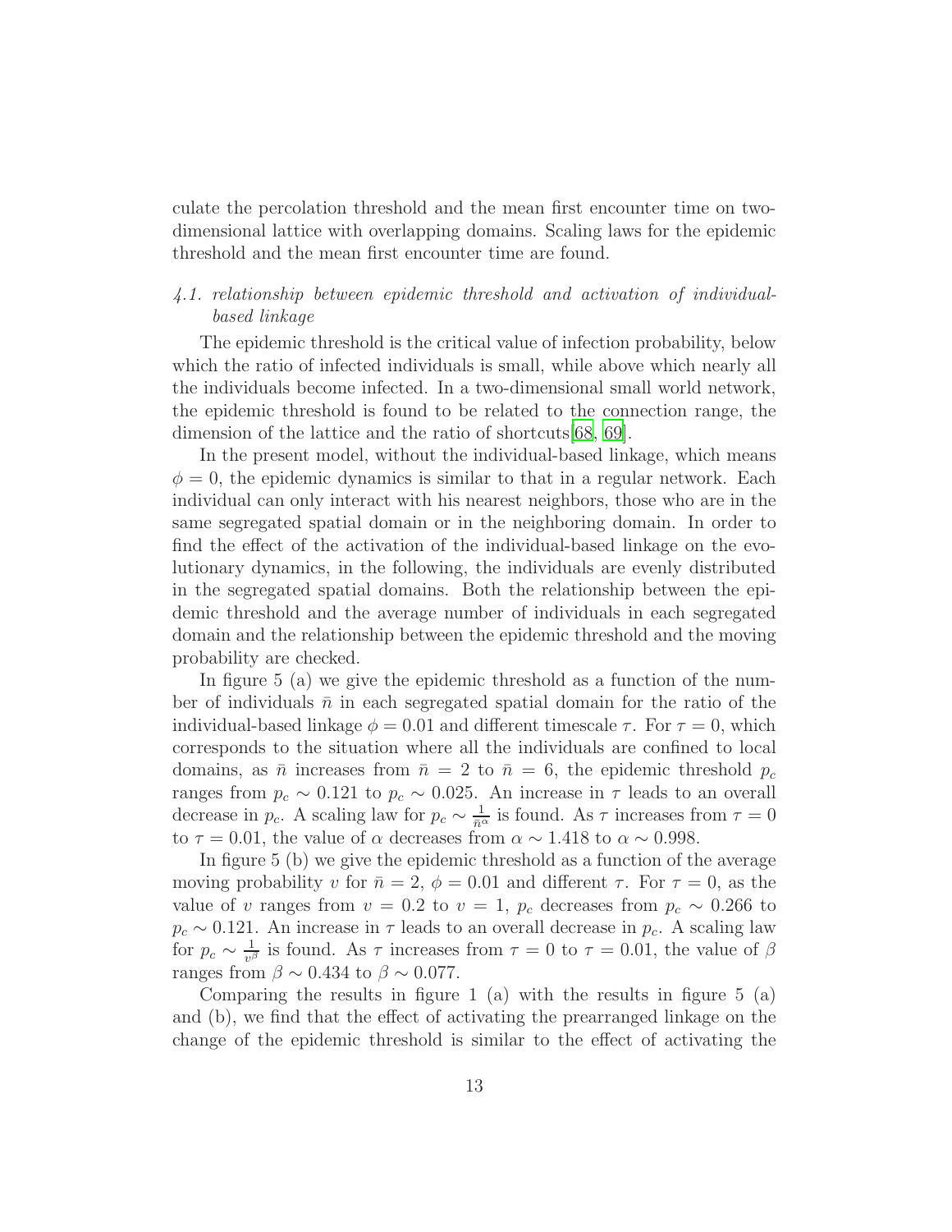culate the percolation threshold and the mean first encounter time on two-dimensional lattice with overlapping domains. Scaling laws for the epidemic threshold and the mean first encounter time are found.

### 4.1. relationship between epidemic threshold and activation of individual-based linkage

The epidemic threshold is the critical value of infection probability, below which the ratio of infected individuals is small, while above which nearly all the individuals become infected. In a two-dimensional small world network, the epidemic threshold is found to be related to the connection range, the dimension of the lattice and the ratio of shortcuts[68, 69].

In the present model, without the individual-based linkage, which means $\phi = 0$, the epidemic dynamics is similar to that in a regular network. Each individual can only interact with his nearest neighbors, those who are in the same segregated spatial domain or in the neighboring domain. In order to find the effect of the activation of the individual-based linkage on the evolutionary dynamics, in the following, the individuals are evenly distributed in the segregated spatial domains. Both the relationship between the epidemic threshold and the average number of individuals in each segregated domain and the relationship between the epidemic threshold and the moving probability are checked.

In figure 5 (a) we give the epidemic threshold as a function of the number of individuals $\bar{n}$ in each segregated spatial domain for the ratio of the individual-based linkage $\phi = 0.01$ and different timescale $\tau$. For $\tau = 0$, which corresponds to the situation where all the individuals are confined to local domains, as $\bar{n}$ increases from $\bar{n} = 2$ to $\bar{n} = 6$, the epidemic threshold $p_c$ ranges from $p_c \sim 0.121$ to $p_c \sim 0.025$. An increase in $\tau$ leads to an overall decrease in $p_c$. A scaling law for $p_c \sim \frac{1}{\bar{n}^{\alpha}}$ is found. As $\tau$ increases from $\tau = 0$ to $\tau = 0.01$, the value of $\alpha$ decreases from $\alpha \sim 1.418$ to $\alpha \sim 0.998$.

In figure 5 (b) we give the epidemic threshold as a function of the average moving probability $v$ for $\bar{n} = 2$, $\phi = 0.01$ and different $\tau$. For $\tau = 0$, as the value of $v$ ranges from $v = 0.2$ to $v = 1$, $p_c$ decreases from $p_c \sim 0.266$ to $p_c \sim 0.121$. An increase in $\tau$ leads to an overall decrease in $p_c$. A scaling law for $p_c \sim \frac{1}{v^{\beta}}$ is found. As $\tau$ increases from $\tau = 0$ to $\tau = 0.01$, the value of $\beta$ ranges from $\beta \sim 0.434$ to $\beta \sim 0.077$.

Comparing the results in figure 1 (a) with the results in figure 5 (a) and (b), we find that the effect of activating the prearranged linkage on the change of the epidemic threshold is similar to the effect of activating the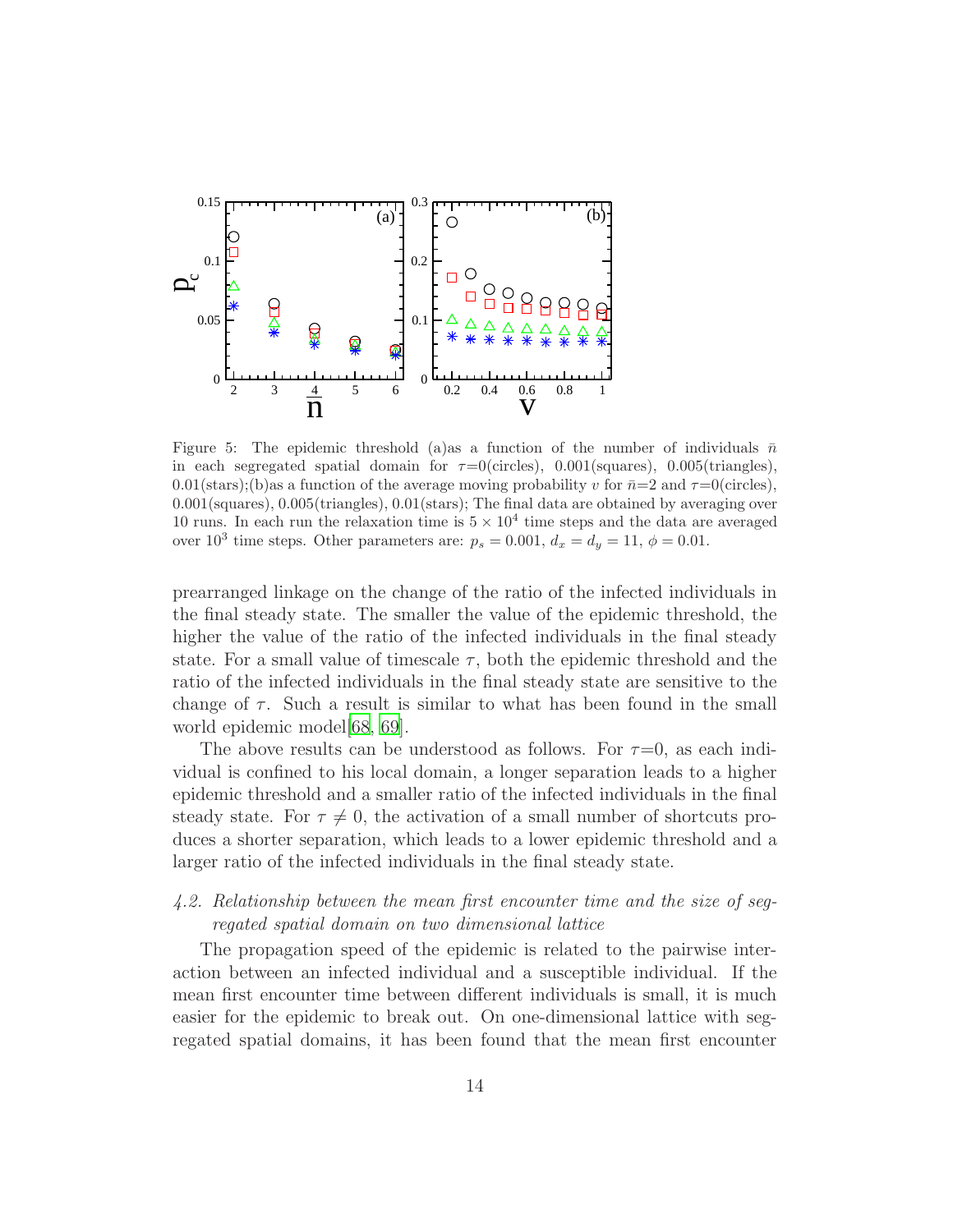Figure 5: The epidemic threshold (a)as a function of the number of individuals $\bar{n}$ in each segregated spatial domain for $\tau$=0(circles), 0.001(squares), 0.005(triangles), 0.01(stars);(b)as a function of the average moving probability $v$ for $\bar{n}$=2 and $\tau$=0(circles), 0.001(squares), 0.005(triangles), 0.01(stars); The final data are obtained by averaging over 10 runs. In each run the relaxation time is $5 \times 10^4$ time steps and the data are averaged over $10^3$ time steps. Other parameters are: $p_s = 0.001$, $d_x = d_y = 11$, $\phi = 0.01$.

prearranged linkage on the change of the ratio of the infected individuals in the final steady state. The smaller the value of the epidemic threshold, the higher the value of the ratio of the infected individuals in the final steady state. For a small value of timescale $\tau$, both the epidemic threshold and the ratio of the infected individuals in the final steady state are sensitive to the change of $\tau$. Such a result is similar to what has been found in the small world epidemic model[68, 69].

The above results can be understood as follows. For $\tau$=0, as each individual is confined to his local domain, a longer separation leads to a higher epidemic threshold and a smaller ratio of the infected individuals in the final steady state. For $\tau \neq 0$, the activation of a small number of shortcuts produces a shorter separation, which leads to a lower epidemic threshold and a larger ratio of the infected individuals in the final steady state.

### *4.2. Relationship between the mean first encounter time and the size of segregated spatial domain on two dimensional lattice*

The propagation speed of the epidemic is related to the pairwise interaction between an infected individual and a susceptible individual. If the mean first encounter time between different individuals is small, it is much easier for the epidemic to break out. On one-dimensional lattice with segregated spatial domains, it has been found that the mean first encounter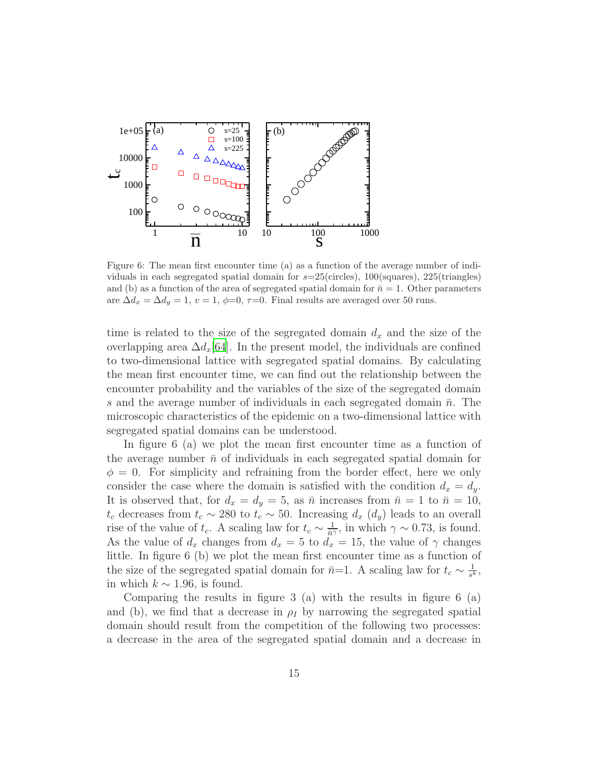Figure 6: The mean first encounter time (a) as a function of the average number of individuals in each segregated spatial domain for $s$=25(circles), 100(squares), 225(triangles) and (b) as a function of the area of segregated spatial domain for $\bar{n} = 1$. Other parameters are $\Delta d_x = \Delta d_y = 1$, $v = 1$, $\phi$=0, $\tau$=0. Final results are averaged over 50 runs.

time is related to the size of the segregated domain $d_x$ and the size of the overlapping area $\Delta d_x$[64]. In the present model, the individuals are confined to two-dimensional lattice with segregated spatial domains. By calculating the mean first encounter time, we can find out the relationship between the encounter probability and the variables of the size of the segregated domain $s$ and the average number of individuals in each segregated domain $\bar{n}$. The microscopic characteristics of the epidemic on a two-dimensional lattice with segregated spatial domains can be understood.

In figure 6 (a) we plot the mean first encounter time as a function of the average number $\bar{n}$ of individuals in each segregated spatial domain for $\phi = 0$. For simplicity and refraining from the border effect, here we only consider the case where the domain is satisfied with the condition $d_x = d_y$. It is observed that, for $d_x = d_y = 5$, as $\bar{n}$ increases from $\bar{n} = 1$ to $\bar{n} = 10$, $t_c$ decreases from $t_c \sim 280$ to $t_c \sim 50$. Increasing $d_x$ ($d_y$) leads to an overall rise of the value of $t_c$. A scaling law for $t_c \sim \frac{1}{\bar{n}^{\gamma}}$, in which $\gamma \sim 0.73$, is found. As the value of $d_x$ changes from $d_x = 5$ to $d_x = 15$, the value of $\gamma$ changes little. In figure 6 (b) we plot the mean first encounter time as a function of the size of the segregated spatial domain for $\bar{n}$=1. A scaling law for $t_c \sim \frac{1}{s^k}$, in which $k \sim 1.96$, is found.

Comparing the results in figure 3 (a) with the results in figure 6 (a) and (b), we find that a decrease in $\rho_I$ by narrowing the segregated spatial domain should result from the competition of the following two processes: a decrease in the area of the segregated spatial domain and a decrease in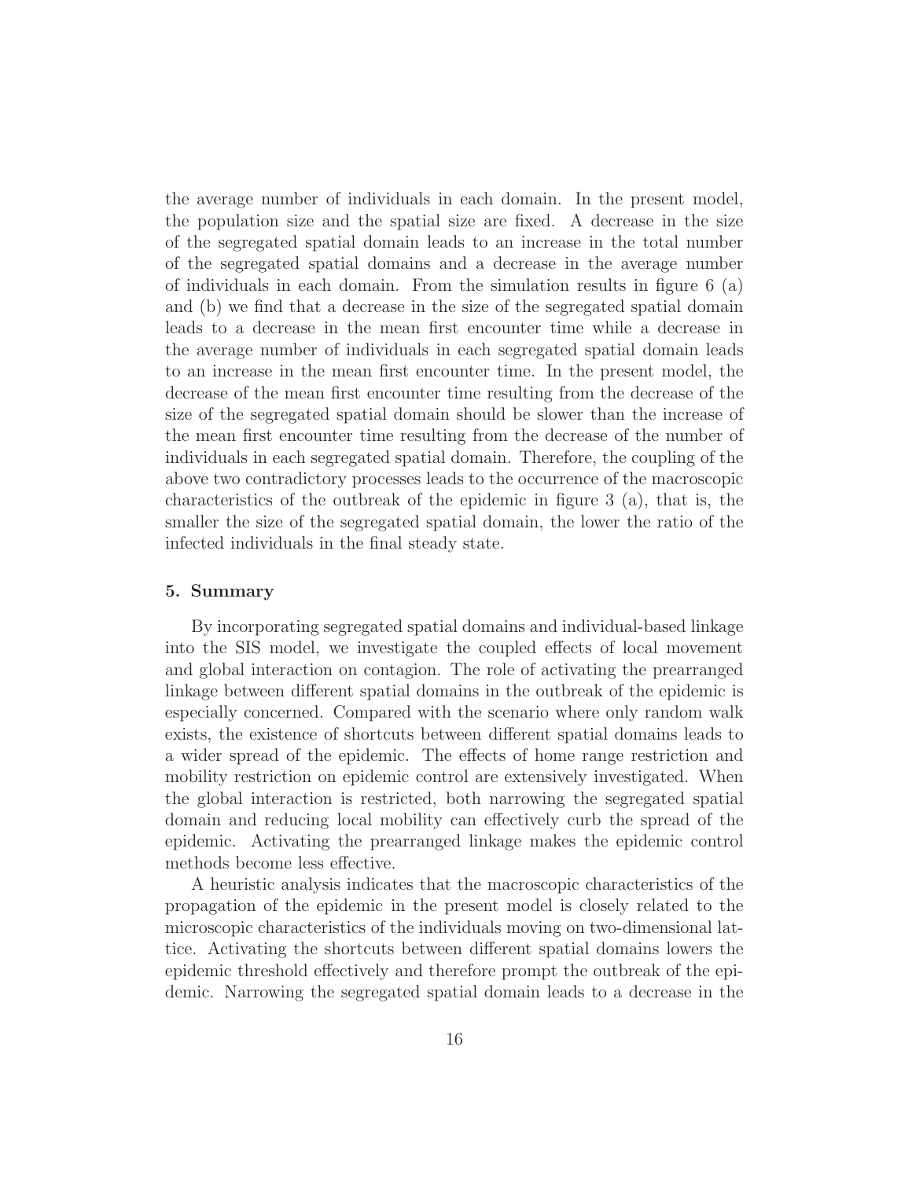the average number of individuals in each domain. In the present model, the population size and the spatial size are fixed. A decrease in the size of the segregated spatial domain leads to an increase in the total number of the segregated spatial domains and a decrease in the average number of individuals in each domain. From the simulation results in figure 6 (a) and (b) we find that a decrease in the size of the segregated spatial domain leads to a decrease in the mean first encounter time while a decrease in the average number of individuals in each segregated spatial domain leads to an increase in the mean first encounter time. In the present model, the decrease of the mean first encounter time resulting from the decrease of the size of the segregated spatial domain should be slower than the increase of the mean first encounter time resulting from the decrease of the number of individuals in each segregated spatial domain. Therefore, the coupling of the above two contradictory processes leads to the occurrence of the macroscopic characteristics of the outbreak of the epidemic in figure 3 (a), that is, the smaller the size of the segregated spatial domain, the lower the ratio of the infected individuals in the final steady state.

## 5. Summary

By incorporating segregated spatial domains and individual-based linkage into the SIS model, we investigate the coupled effects of local movement and global interaction on contagion. The role of activating the prearranged linkage between different spatial domains in the outbreak of the epidemic is especially concerned. Compared with the scenario where only random walk exists, the existence of shortcuts between different spatial domains leads to a wider spread of the epidemic. The effects of home range restriction and mobility restriction on epidemic control are extensively investigated. When the global interaction is restricted, both narrowing the segregated spatial domain and reducing local mobility can effectively curb the spread of the epidemic. Activating the prearranged linkage makes the epidemic control methods become less effective.

A heuristic analysis indicates that the macroscopic characteristics of the propagation of the epidemic in the present model is closely related to the microscopic characteristics of the individuals moving on two-dimensional lattice. Activating the shortcuts between different spatial domains lowers the epidemic threshold effectively and therefore prompt the outbreak of the epidemic. Narrowing the segregated spatial domain leads to a decrease in the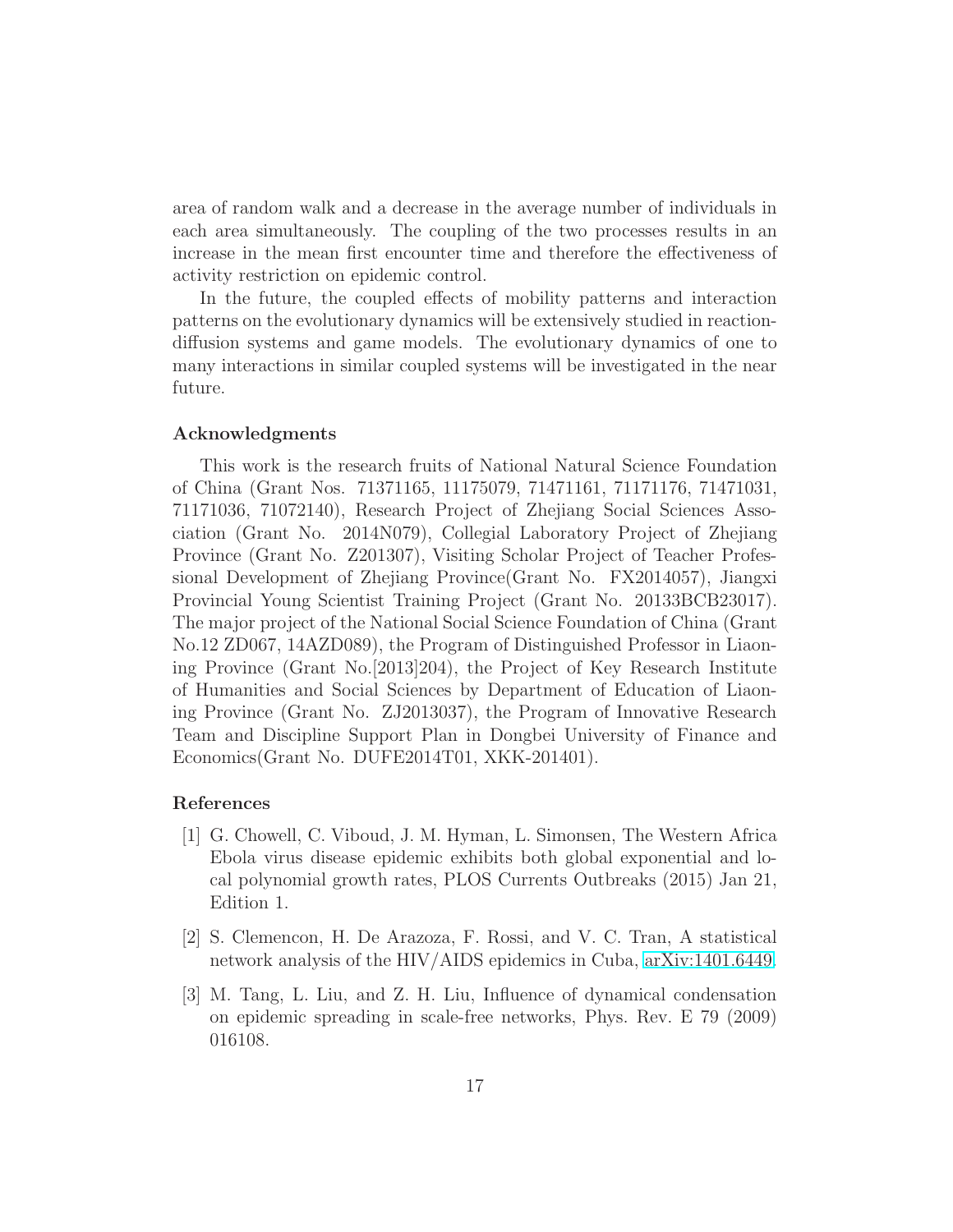area of random walk and a decrease in the average number of individuals in each area simultaneously. The coupling of the two processes results in an increase in the mean first encounter time and therefore the effectiveness of activity restriction on epidemic control.

In the future, the coupled effects of mobility patterns and interaction patterns on the evolutionary dynamics will be extensively studied in reaction-diffusion systems and game models. The evolutionary dynamics of one to many interactions in similar coupled systems will be investigated in the near future.

### Acknowledgments

This work is the research fruits of National Natural Science Foundation of China (Grant Nos. 71371165, 11175079, 71471161, 71171176, 71471031, 71171036, 71072140), Research Project of Zhejiang Social Sciences Association (Grant No. 2014N079), Collegial Laboratory Project of Zhejiang Province (Grant No. Z201307), Visiting Scholar Project of Teacher Professional Development of Zhejiang Province(Grant No. FX2014057), Jiangxi Provincial Young Scientist Training Project (Grant No. 20133BCB23017). The major project of the National Social Science Foundation of China (Grant No.12 ZD067, 14AZD089), the Program of Distinguished Professor in Liaoning Province (Grant No.[2013]204), the Project of Key Research Institute of Humanities and Social Sciences by Department of Education of Liaoning Province (Grant No. ZJ2013037), the Program of Innovative Research Team and Discipline Support Plan in Dongbei University of Finance and Economics(Grant No. DUFE2014T01, XKK-201401).

### References

[1] G. Chowell, C. Viboud, J. M. Hyman, L. Simonsen, The Western Africa Ebola virus disease epidemic exhibits both global exponential and local polynomial growth rates, PLOS Currents Outbreaks (2015) Jan 21, Edition 1.

[2] S. Clemencon, H. De Arazoza, F. Rossi, and V. C. Tran, A statistical network analysis of the HIV/AIDS epidemics in Cuba, arXiv:1401.6449.

[3] M. Tang, L. Liu, and Z. H. Liu, Influence of dynamical condensation on epidemic spreading in scale-free networks, Phys. Rev. E 79 (2009) 016108.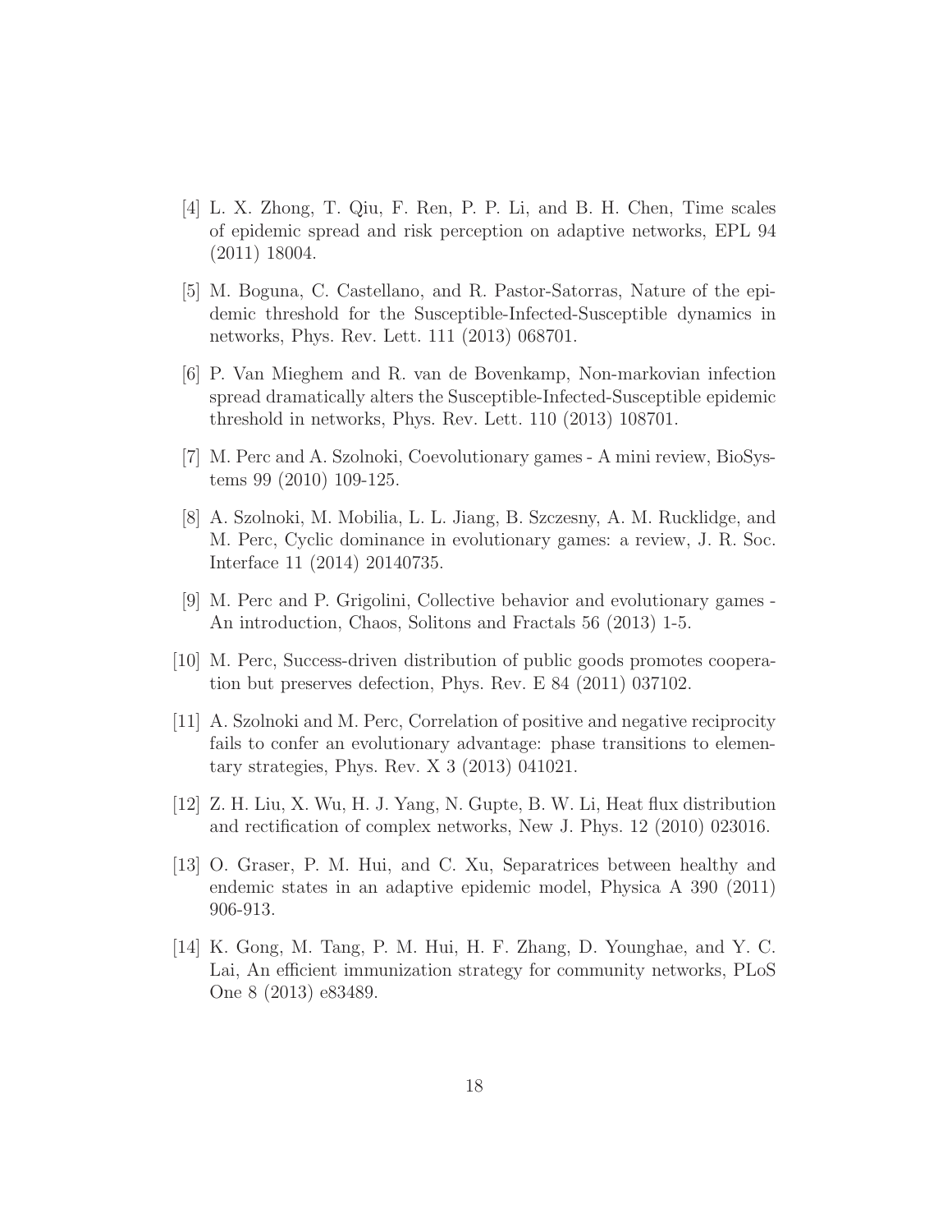[4] L. X. Zhong, T. Qiu, F. Ren, P. P. Li, and B. H. Chen, Time scales of epidemic spread and risk perception on adaptive networks, EPL 94 (2011) 18004.

[5] M. Boguna, C. Castellano, and R. Pastor-Satorras, Nature of the epidemic threshold for the Susceptible-Infected-Susceptible dynamics in networks, Phys. Rev. Lett. 111 (2013) 068701.

[6] P. Van Mieghem and R. van de Bovenkamp, Non-markovian infection spread dramatically alters the Susceptible-Infected-Susceptible epidemic threshold in networks, Phys. Rev. Lett. 110 (2013) 108701.

[7] M. Perc and A. Szolnoki, Coevolutionary games - A mini review, BioSystems 99 (2010) 109-125.

[8] A. Szolnoki, M. Mobilia, L. L. Jiang, B. Szczesny, A. M. Rucklidge, and M. Perc, Cyclic dominance in evolutionary games: a review, J. R. Soc. Interface 11 (2014) 20140735.

[9] M. Perc and P. Grigolini, Collective behavior and evolutionary games - An introduction, Chaos, Solitons and Fractals 56 (2013) 1-5.

[10] M. Perc, Success-driven distribution of public goods promotes cooperation but preserves defection, Phys. Rev. E 84 (2011) 037102.

[11] A. Szolnoki and M. Perc, Correlation of positive and negative reciprocity fails to confer an evolutionary advantage: phase transitions to elementary strategies, Phys. Rev. X 3 (2013) 041021.

[12] Z. H. Liu, X. Wu, H. J. Yang, N. Gupte, B. W. Li, Heat flux distribution and rectification of complex networks, New J. Phys. 12 (2010) 023016.

[13] O. Graser, P. M. Hui, and C. Xu, Separatrices between healthy and endemic states in an adaptive epidemic model, Physica A 390 (2011) 906-913.

[14] K. Gong, M. Tang, P. M. Hui, H. F. Zhang, D. Younghae, and Y. C. Lai, An efficient immunization strategy for community networks, PLoS One 8 (2013) e83489.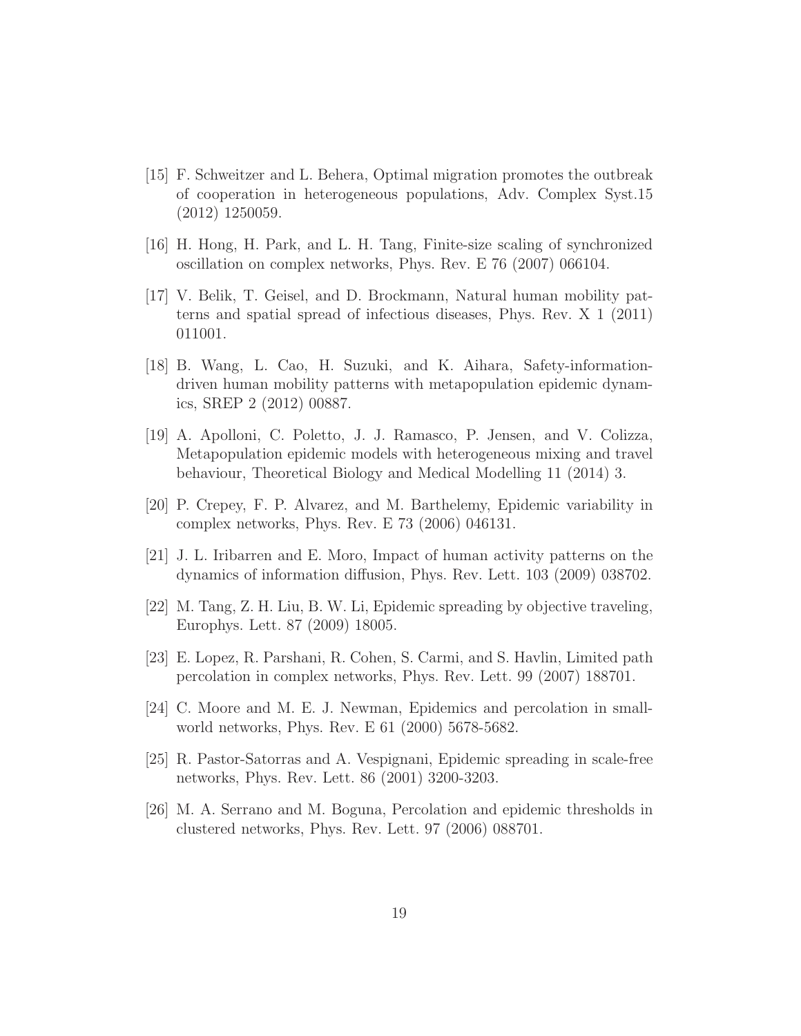[15] F. Schweitzer and L. Behera, Optimal migration promotes the outbreak of cooperation in heterogeneous populations, Adv. Complex Syst.15 (2012) 1250059.

[16] H. Hong, H. Park, and L. H. Tang, Finite-size scaling of synchronized oscillation on complex networks, Phys. Rev. E 76 (2007) 066104.

[17] V. Belik, T. Geisel, and D. Brockmann, Natural human mobility patterns and spatial spread of infectious diseases, Phys. Rev. X 1 (2011) 011001.

[18] B. Wang, L. Cao, H. Suzuki, and K. Aihara, Safety-information-driven human mobility patterns with metapopulation epidemic dynamics, SREP 2 (2012) 00887.

[19] A. Apolloni, C. Poletto, J. J. Ramasco, P. Jensen, and V. Colizza, Metapopulation epidemic models with heterogeneous mixing and travel behaviour, Theoretical Biology and Medical Modelling 11 (2014) 3.

[20] P. Crepey, F. P. Alvarez, and M. Barthelemy, Epidemic variability in complex networks, Phys. Rev. E 73 (2006) 046131.

[21] J. L. Iribarren and E. Moro, Impact of human activity patterns on the dynamics of information diffusion, Phys. Rev. Lett. 103 (2009) 038702.

[22] M. Tang, Z. H. Liu, B. W. Li, Epidemic spreading by objective traveling, Europhys. Lett. 87 (2009) 18005.

[23] E. Lopez, R. Parshani, R. Cohen, S. Carmi, and S. Havlin, Limited path percolation in complex networks, Phys. Rev. Lett. 99 (2007) 188701.

[24] C. Moore and M. E. J. Newman, Epidemics and percolation in small-world networks, Phys. Rev. E 61 (2000) 5678-5682.

[25] R. Pastor-Satorras and A. Vespignani, Epidemic spreading in scale-free networks, Phys. Rev. Lett. 86 (2001) 3200-3203.

[26] M. A. Serrano and M. Boguna, Percolation and epidemic thresholds in clustered networks, Phys. Rev. Lett. 97 (2006) 088701.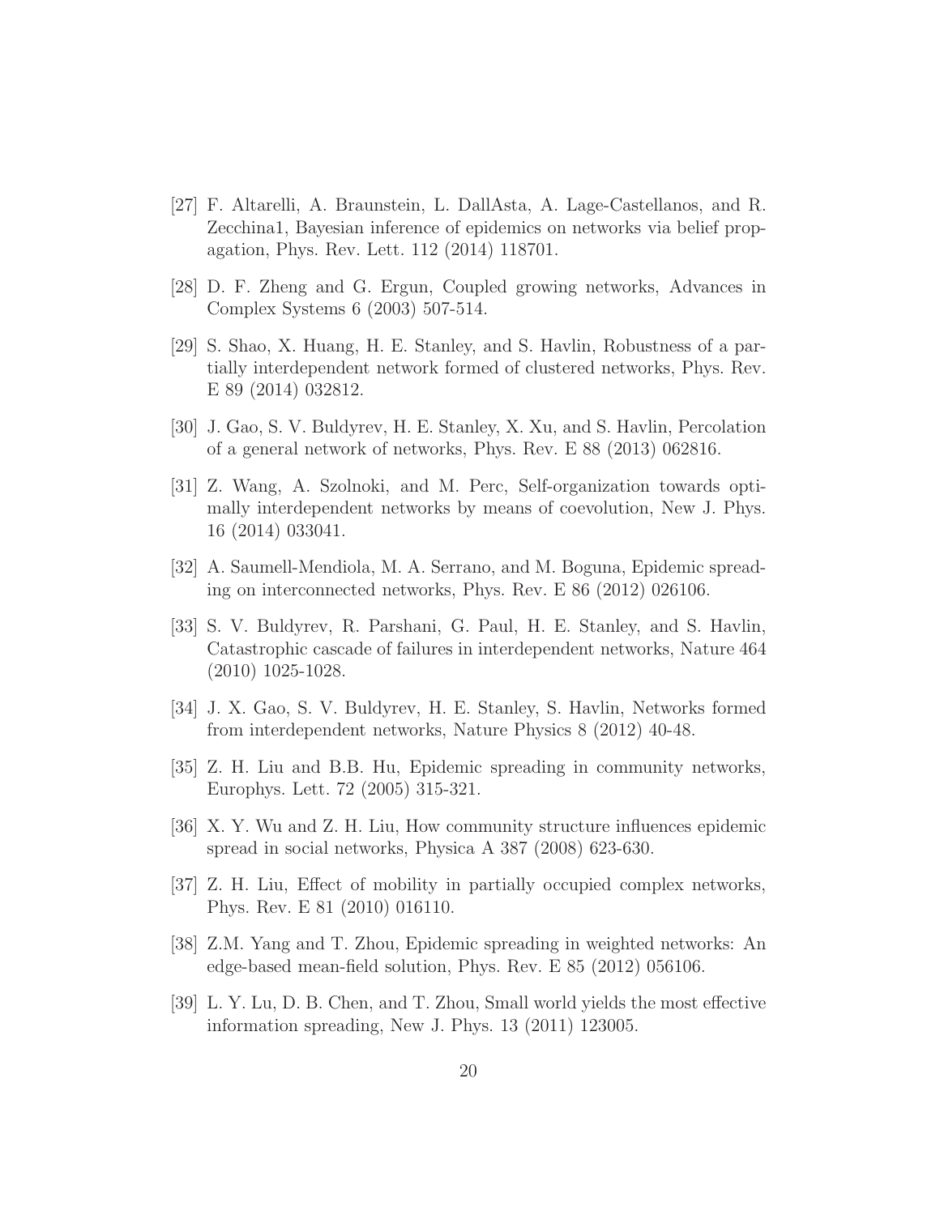[27] F. Altarelli, A. Braunstein, L. DallAsta, A. Lage-Castellanos, and R. Zecchina1, Bayesian inference of epidemics on networks via belief propagation, Phys. Rev. Lett. 112 (2014) 118701.

[28] D. F. Zheng and G. Ergun, Coupled growing networks, Advances in Complex Systems 6 (2003) 507-514.

[29] S. Shao, X. Huang, H. E. Stanley, and S. Havlin, Robustness of a partially interdependent network formed of clustered networks, Phys. Rev. E 89 (2014) 032812.

[30] J. Gao, S. V. Buldyrev, H. E. Stanley, X. Xu, and S. Havlin, Percolation of a general network of networks, Phys. Rev. E 88 (2013) 062816.

[31] Z. Wang, A. Szolnoki, and M. Perc, Self-organization towards optimally interdependent networks by means of coevolution, New J. Phys. 16 (2014) 033041.

[32] A. Saumell-Mendiola, M. A. Serrano, and M. Boguna, Epidemic spreading on interconnected networks, Phys. Rev. E 86 (2012) 026106.

[33] S. V. Buldyrev, R. Parshani, G. Paul, H. E. Stanley, and S. Havlin, Catastrophic cascade of failures in interdependent networks, Nature 464 (2010) 1025-1028.

[34] J. X. Gao, S. V. Buldyrev, H. E. Stanley, S. Havlin, Networks formed from interdependent networks, Nature Physics 8 (2012) 40-48.

[35] Z. H. Liu and B.B. Hu, Epidemic spreading in community networks, Europhys. Lett. 72 (2005) 315-321.

[36] X. Y. Wu and Z. H. Liu, How community structure influences epidemic spread in social networks, Physica A 387 (2008) 623-630.

[37] Z. H. Liu, Effect of mobility in partially occupied complex networks, Phys. Rev. E 81 (2010) 016110.

[38] Z.M. Yang and T. Zhou, Epidemic spreading in weighted networks: An edge-based mean-field solution, Phys. Rev. E 85 (2012) 056106.

[39] L. Y. Lu, D. B. Chen, and T. Zhou, Small world yields the most effective information spreading, New J. Phys. 13 (2011) 123005.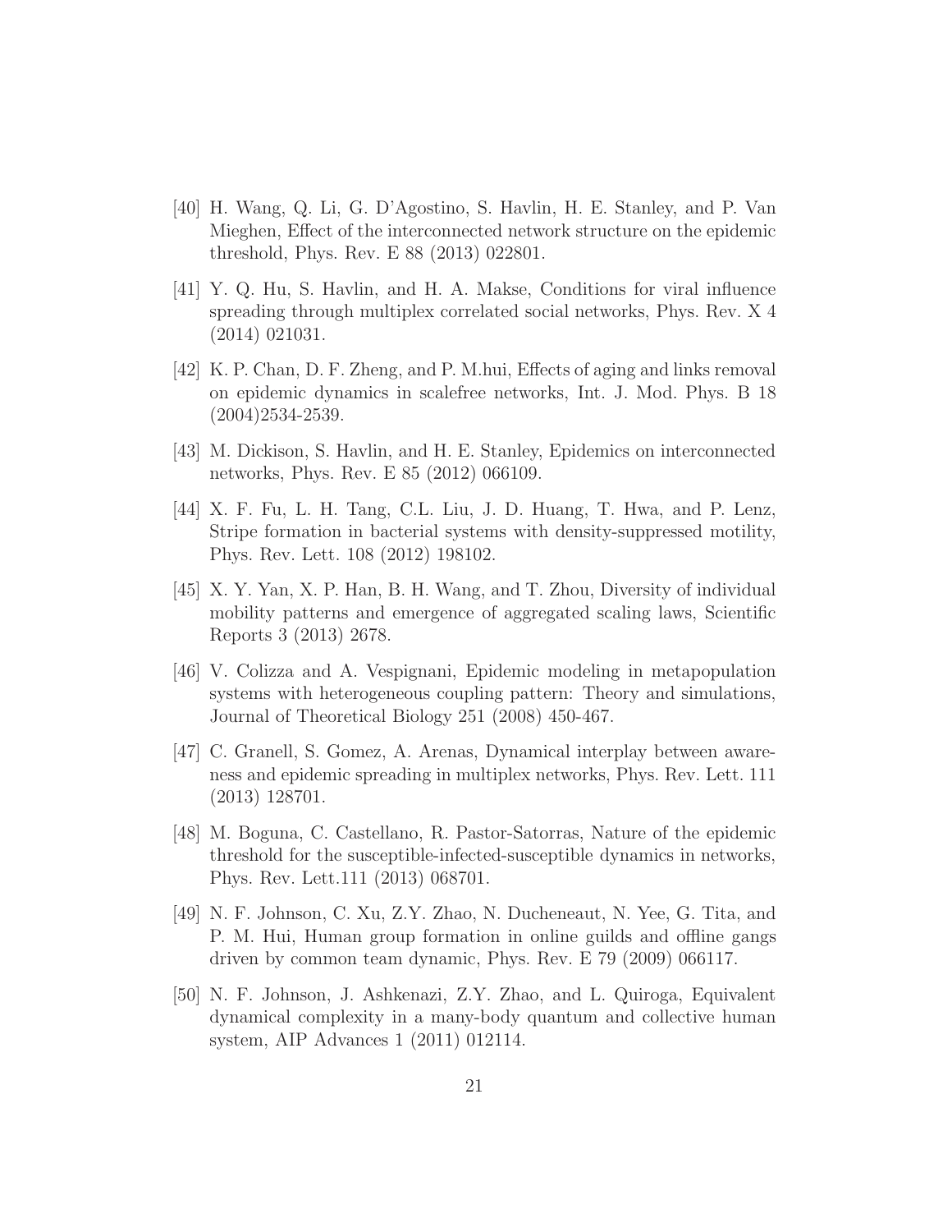[40] H. Wang, Q. Li, G. D'Agostino, S. Havlin, H. E. Stanley, and P. Van Mieghen, Effect of the interconnected network structure on the epidemic threshold, Phys. Rev. E 88 (2013) 022801.

[41] Y. Q. Hu, S. Havlin, and H. A. Makse, Conditions for viral influence spreading through multiplex correlated social networks, Phys. Rev. X 4 (2014) 021031.

[42] K. P. Chan, D. F. Zheng, and P. M.hui, Effects of aging and links removal on epidemic dynamics in scalefree networks, Int. J. Mod. Phys. B 18 (2004)2534-2539.

[43] M. Dickison, S. Havlin, and H. E. Stanley, Epidemics on interconnected networks, Phys. Rev. E 85 (2012) 066109.

[44] X. F. Fu, L. H. Tang, C.L. Liu, J. D. Huang, T. Hwa, and P. Lenz, Stripe formation in bacterial systems with density-suppressed motility, Phys. Rev. Lett. 108 (2012) 198102.

[45] X. Y. Yan, X. P. Han, B. H. Wang, and T. Zhou, Diversity of individual mobility patterns and emergence of aggregated scaling laws, Scientific Reports 3 (2013) 2678.

[46] V. Colizza and A. Vespignani, Epidemic modeling in metapopulation systems with heterogeneous coupling pattern: Theory and simulations, Journal of Theoretical Biology 251 (2008) 450-467.

[47] C. Granell, S. Gomez, A. Arenas, Dynamical interplay between awareness and epidemic spreading in multiplex networks, Phys. Rev. Lett. 111 (2013) 128701.

[48] M. Boguna, C. Castellano, R. Pastor-Satorras, Nature of the epidemic threshold for the susceptible-infected-susceptible dynamics in networks, Phys. Rev. Lett.111 (2013) 068701.

[49] N. F. Johnson, C. Xu, Z.Y. Zhao, N. Ducheneaut, N. Yee, G. Tita, and P. M. Hui, Human group formation in online guilds and offline gangs driven by common team dynamic, Phys. Rev. E 79 (2009) 066117.

[50] N. F. Johnson, J. Ashkenazi, Z.Y. Zhao, and L. Quiroga, Equivalent dynamical complexity in a many-body quantum and collective human system, AIP Advances 1 (2011) 012114.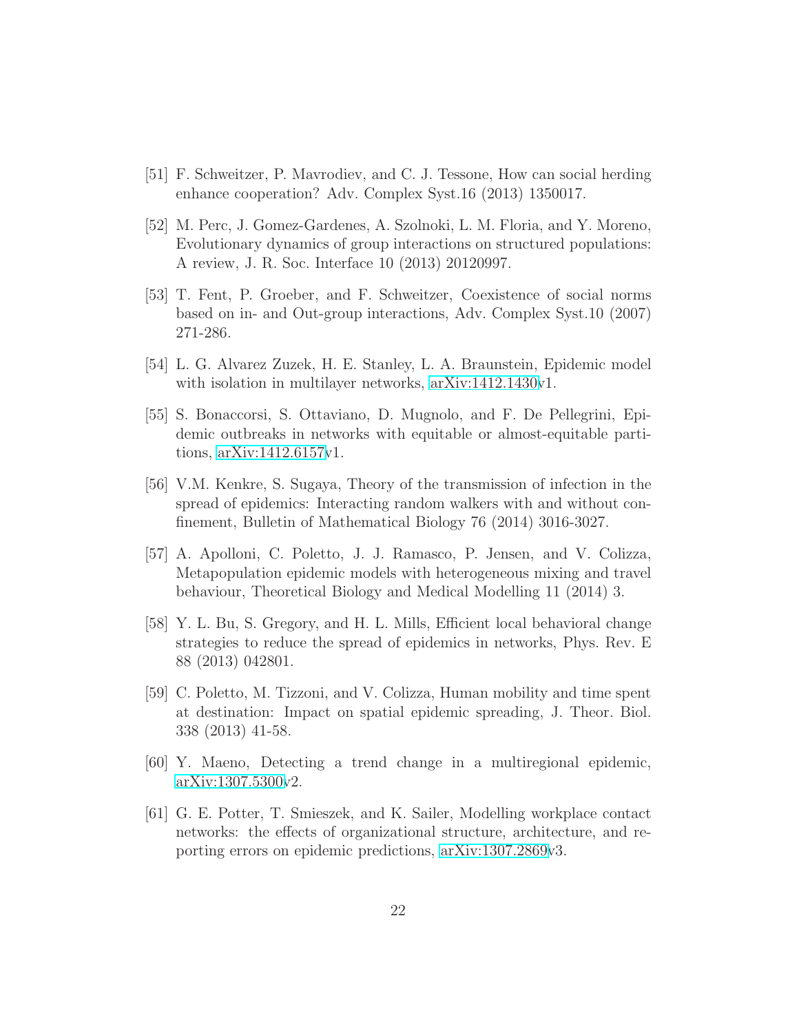[51] F. Schweitzer, P. Mavrodiev, and C. J. Tessone, How can social herding enhance cooperation? Adv. Complex Syst.16 (2013) 1350017.

[52] M. Perc, J. Gomez-Gardenes, A. Szolnoki, L. M. Floria, and Y. Moreno, Evolutionary dynamics of group interactions on structured populations: A review, J. R. Soc. Interface 10 (2013) 20120997.

[53] T. Fent, P. Groeber, and F. Schweitzer, Coexistence of social norms based on in- and Out-group interactions, Adv. Complex Syst.10 (2007) 271-286.

[54] L. G. Alvarez Zuzek, H. E. Stanley, L. A. Braunstein, Epidemic model with isolation in multilayer networks, arXiv:1412.1430v1.

[55] S. Bonaccorsi, S. Ottaviano, D. Mugnolo, and F. De Pellegrini, Epidemic outbreaks in networks with equitable or almost-equitable partitions, arXiv:1412.6157v1.

[56] V.M. Kenkre, S. Sugaya, Theory of the transmission of infection in the spread of epidemics: Interacting random walkers with and without confinement, Bulletin of Mathematical Biology 76 (2014) 3016-3027.

[57] A. Apolloni, C. Poletto, J. J. Ramasco, P. Jensen, and V. Colizza, Metapopulation epidemic models with heterogeneous mixing and travel behaviour, Theoretical Biology and Medical Modelling 11 (2014) 3.

[58] Y. L. Bu, S. Gregory, and H. L. Mills, Efficient local behavioral change strategies to reduce the spread of epidemics in networks, Phys. Rev. E 88 (2013) 042801.

[59] C. Poletto, M. Tizzoni, and V. Colizza, Human mobility and time spent at destination: Impact on spatial epidemic spreading, J. Theor. Biol. 338 (2013) 41-58.

[60] Y. Maeno, Detecting a trend change in a multiregional epidemic, arXiv:1307.5300v2.

[61] G. E. Potter, T. Smieszek, and K. Sailer, Modelling workplace contact networks: the effects of organizational structure, architecture, and reporting errors on epidemic predictions, arXiv:1307.2869v3.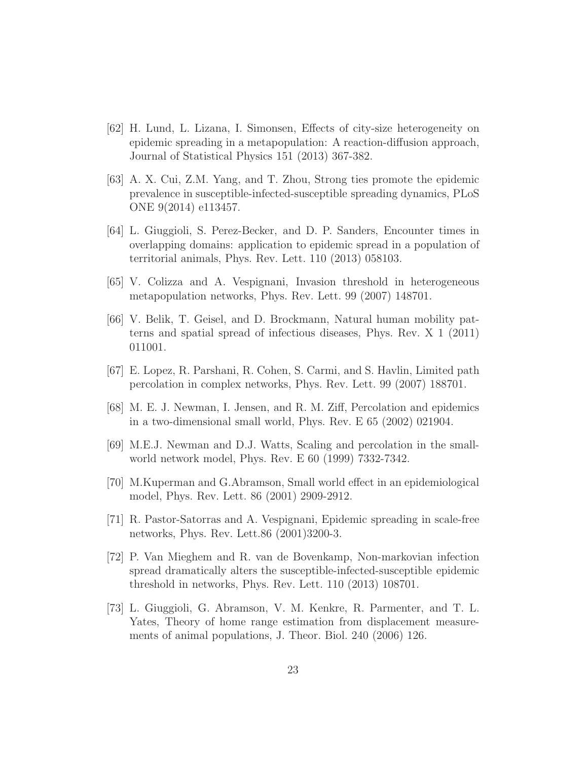[62] H. Lund, L. Lizana, I. Simonsen, Effects of city-size heterogeneity on epidemic spreading in a metapopulation: A reaction-diffusion approach, Journal of Statistical Physics 151 (2013) 367-382.

[63] A. X. Cui, Z.M. Yang, and T. Zhou, Strong ties promote the epidemic prevalence in susceptible-infected-susceptible spreading dynamics, PLoS ONE 9(2014) e113457.

[64] L. Giuggioli, S. Perez-Becker, and D. P. Sanders, Encounter times in overlapping domains: application to epidemic spread in a population of territorial animals, Phys. Rev. Lett. 110 (2013) 058103.

[65] V. Colizza and A. Vespignani, Invasion threshold in heterogeneous metapopulation networks, Phys. Rev. Lett. 99 (2007) 148701.

[66] V. Belik, T. Geisel, and D. Brockmann, Natural human mobility patterns and spatial spread of infectious diseases, Phys. Rev. X 1 (2011) 011001.

[67] E. Lopez, R. Parshani, R. Cohen, S. Carmi, and S. Havlin, Limited path percolation in complex networks, Phys. Rev. Lett. 99 (2007) 188701.

[68] M. E. J. Newman, I. Jensen, and R. M. Ziff, Percolation and epidemics in a two-dimensional small world, Phys. Rev. E 65 (2002) 021904.

[69] M.E.J. Newman and D.J. Watts, Scaling and percolation in the small-world network model, Phys. Rev. E 60 (1999) 7332-7342.

[70] M.Kuperman and G.Abramson, Small world effect in an epidemiological model, Phys. Rev. Lett. 86 (2001) 2909-2912.

[71] R. Pastor-Satorras and A. Vespignani, Epidemic spreading in scale-free networks, Phys. Rev. Lett.86 (2001)3200-3.

[72] P. Van Mieghem and R. van de Bovenkamp, Non-markovian infection spread dramatically alters the susceptible-infected-susceptible epidemic threshold in networks, Phys. Rev. Lett. 110 (2013) 108701.

[73] L. Giuggioli, G. Abramson, V. M. Kenkre, R. Parmenter, and T. L. Yates, Theory of home range estimation from displacement measurements of animal populations, J. Theor. Biol. 240 (2006) 126.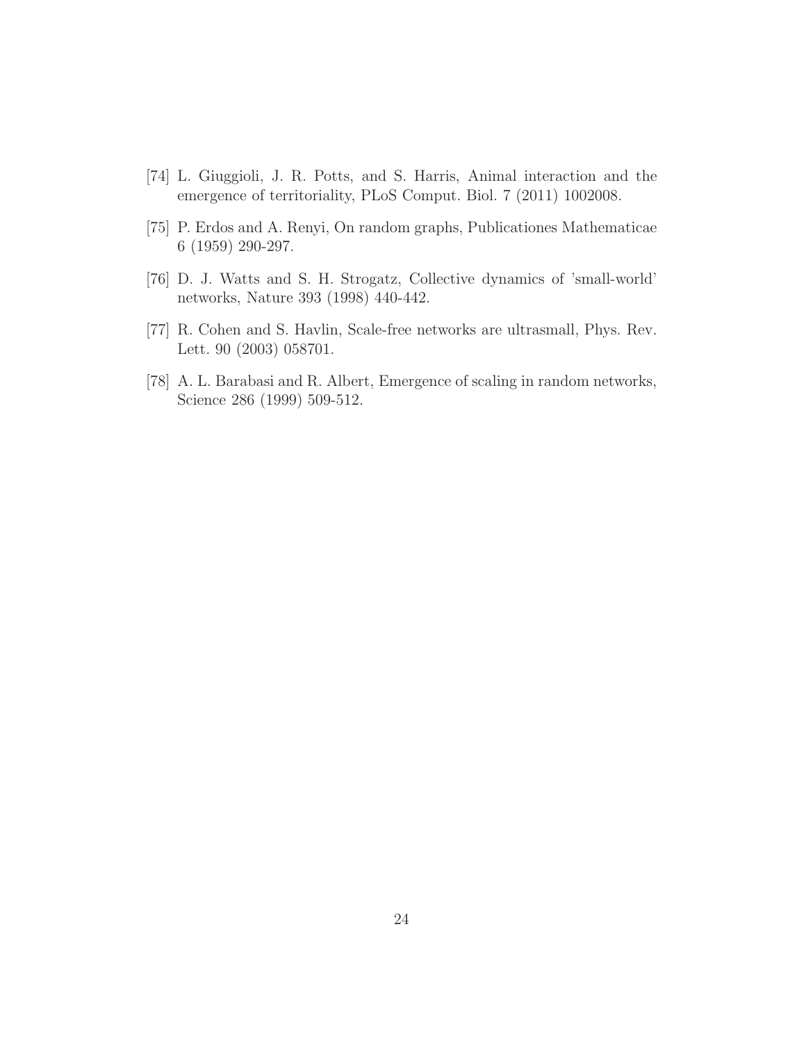[74] L. Giuggioli, J. R. Potts, and S. Harris, Animal interaction and the emergence of territoriality, PLoS Comput. Biol. 7 (2011) 1002008.

[75] P. Erdos and A. Renyi, On random graphs, Publicationes Mathematicae 6 (1959) 290-297.

[76] D. J. Watts and S. H. Strogatz, Collective dynamics of 'small-world' networks, Nature 393 (1998) 440-442.

[77] R. Cohen and S. Havlin, Scale-free networks are ultrasmall, Phys. Rev. Lett. 90 (2003) 058701.

[78] A. L. Barabasi and R. Albert, Emergence of scaling in random networks, Science 286 (1999) 509-512.